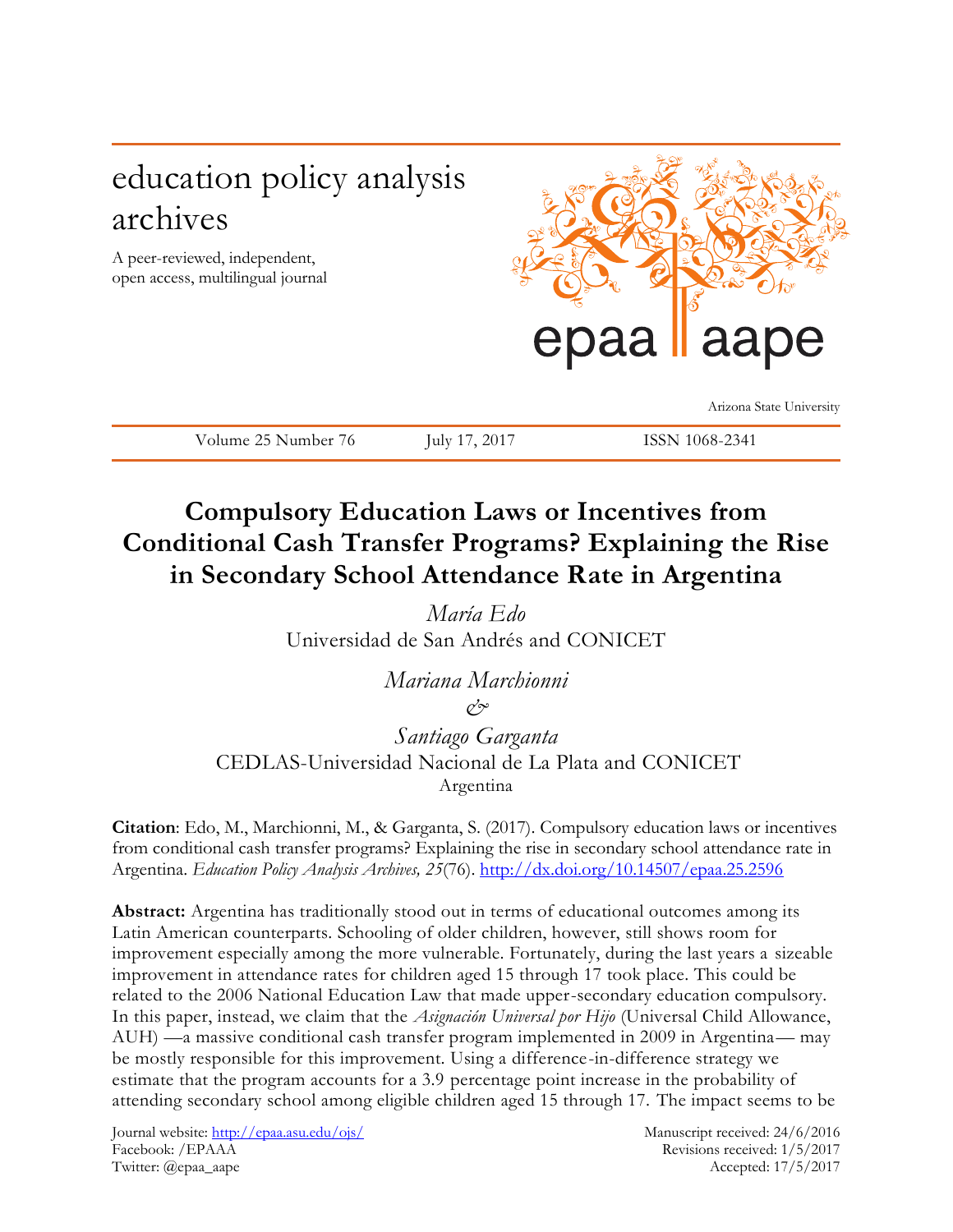education policy analysis archives

A peer-reviewed, independent, open access, multilingual journal

epaa aape

Arizona State University

Volume 25 Number 76 | July 17, 2017 | ISSN 1068-2341

# Compulsory Education Laws or Incentives from Conditional Cash Transfer Programs? Explaining the Rise in Secondary School Attendance Rate in Argentina

*María Edo*
Universidad de San Andrés and CONICET

*Mariana Marchionni*
*&*
*Santiago Garganta*
CEDLAS-Universidad Nacional de La Plata and CONICET
Argentina

**Citation**: Edo, M., Marchionni, M., & Garganta, S. (2017). Compulsory education laws or incentives from conditional cash transfer programs? Explaining the rise in secondary school attendance rate in Argentina. *Education Policy Analysis Archives, 25*(76). http://dx.doi.org/10.14507/epaa.25.2596

**Abstract:** Argentina has traditionally stood out in terms of educational outcomes among its Latin American counterparts. Schooling of older children, however, still shows room for improvement especially among the more vulnerable. Fortunately, during the last years a sizeable improvement in attendance rates for children aged 15 through 17 took place. This could be related to the 2006 National Education Law that made upper-secondary education compulsory. In this paper, instead, we claim that the *Asignación Universal por Hijo* (Universal Child Allowance, AUH) —a massive conditional cash transfer program implemented in 2009 in Argentina— may be mostly responsible for this improvement. Using a difference-in-difference strategy we estimate that the program accounts for a 3.9 percentage point increase in the probability of attending secondary school among eligible children aged 15 through 17. The impact seems to be

Journal website: http://epaa.asu.edu/ojs/
Facebook: /EPAAA
Twitter: @epaa_aape

Manuscript received: 24/6/2016
Revisions received: 1/5/2017
Accepted: 17/5/2017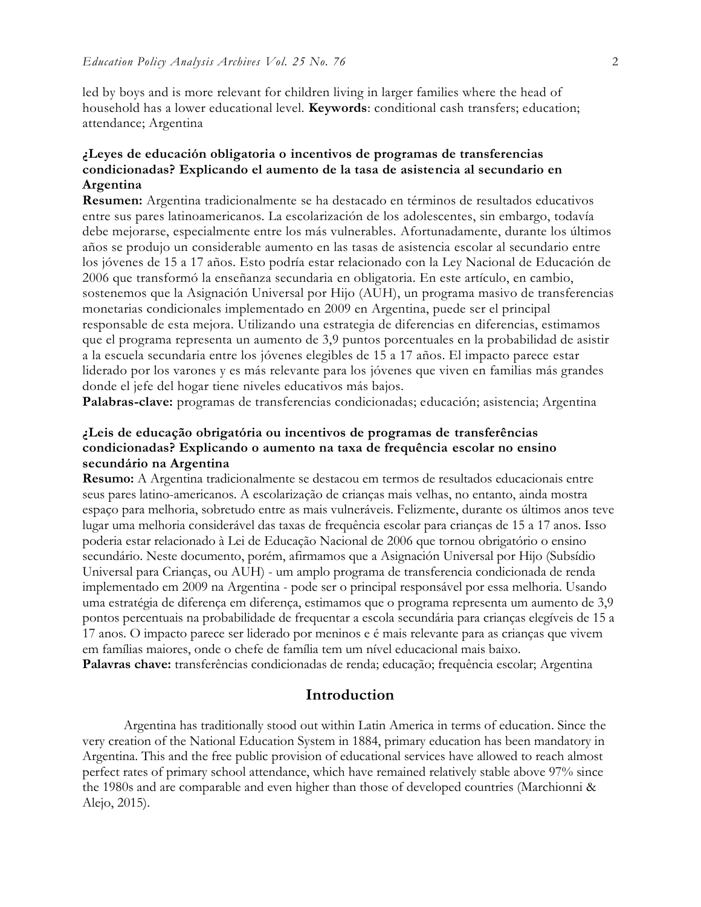led by boys and is more relevant for children living in larger families where the head of household has a lower educational level. **Keywords**: conditional cash transfers; education; attendance; Argentina

**¿Leyes de educación obligatoria o incentivos de programas de transferencias condicionadas? Explicando el aumento de la tasa de asistencia al secundario en Argentina**

**Resumen:** Argentina tradicionalmente se ha destacado en términos de resultados educativos entre sus pares latinoamericanos. La escolarización de los adolescentes, sin embargo, todavía debe mejorarse, especialmente entre los más vulnerables. Afortunadamente, durante los últimos años se produjo un considerable aumento en las tasas de asistencia escolar al secundario entre los jóvenes de 15 a 17 años. Esto podría estar relacionado con la Ley Nacional de Educación de 2006 que transformó la enseñanza secundaria en obligatoria. En este artículo, en cambio, sostenemos que la Asignación Universal por Hijo (AUH), un programa masivo de transferencias monetarias condicionales implementado en 2009 en Argentina, puede ser el principal responsable de esta mejora. Utilizando una estrategia de diferencias en diferencias, estimamos que el programa representa un aumento de 3,9 puntos porcentuales en la probabilidad de asistir a la escuela secundaria entre los jóvenes elegibles de 15 a 17 años. El impacto parece estar liderado por los varones y es más relevante para los jóvenes que viven en familias más grandes donde el jefe del hogar tiene niveles educativos más bajos.
**Palabras-clave:** programas de transferencias condicionadas; educación; asistencia; Argentina

**¿Leis de educação obrigatória ou incentivos de programas de transferências condicionadas? Explicando o aumento na taxa de frequência escolar no ensino secundário na Argentina**

**Resumo:** A Argentina tradicionalmente se destacou em termos de resultados educacionais entre seus pares latino-americanos. A escolarização de crianças mais velhas, no entanto, ainda mostra espaço para melhoria, sobretudo entre as mais vulneráveis. Felizmente, durante os últimos anos teve lugar uma melhoria considerável das taxas de frequência escolar para crianças de 15 a 17 anos. Isso poderia estar relacionado à Lei de Educação Nacional de 2006 que tornou obrigatório o ensino secundário. Neste documento, porém, afirmamos que a Asignación Universal por Hijo (Subsídio Universal para Crianças, ou AUH) - um amplo programa de transferencia condicionada de renda implementado em 2009 na Argentina - pode ser o principal responsável por essa melhoria. Usando uma estratégia de diferença em diferença, estimamos que o programa representa um aumento de 3,9 pontos percentuais na probabilidade de frequentar a escola secundária para crianças elegíveis de 15 a 17 anos. O impacto parece ser liderado por meninos e é mais relevante para as crianças que vivem em famílias maiores, onde o chefe de família tem um nível educacional mais baixo.
**Palavras chave:** transferências condicionadas de renda; educação; frequência escolar; Argentina

## Introduction

Argentina has traditionally stood out within Latin America in terms of education. Since the very creation of the National Education System in 1884, primary education has been mandatory in Argentina. This and the free public provision of educational services have allowed to reach almost perfect rates of primary school attendance, which have remained relatively stable above 97% since the 1980s and are comparable and even higher than those of developed countries (Marchionni & Alejo, 2015).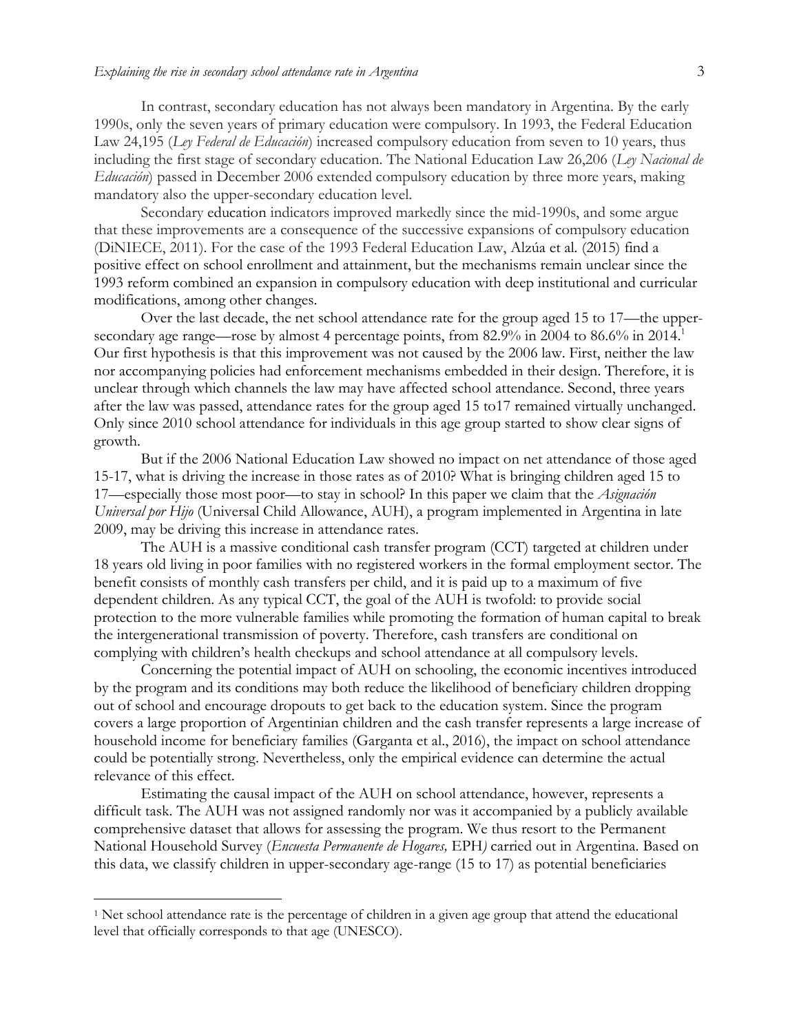In contrast, secondary education has not always been mandatory in Argentina. By the early 1990s, only the seven years of primary education were compulsory. In 1993, the Federal Education Law 24,195 (*Ley Federal de Educación*) increased compulsory education from seven to 10 years, thus including the first stage of secondary education. The National Education Law 26,206 (*Ley Nacional de Educación*) passed in December 2006 extended compulsory education by three more years, making mandatory also the upper-secondary education level.

Secondary education indicators improved markedly since the mid-1990s, and some argue that these improvements are a consequence of the successive expansions of compulsory education (DiNIECE, 2011). For the case of the 1993 Federal Education Law, Alzúa et al. (2015) find a positive effect on school enrollment and attainment, but the mechanisms remain unclear since the 1993 reform combined an expansion in compulsory education with deep institutional and curricular modifications, among other changes.

Over the last decade, the net school attendance rate for the group aged 15 to 17—the upper-secondary age range—rose by almost 4 percentage points, from 82.9% in 2004 to 86.6% in 2014.[1] Our first hypothesis is that this improvement was not caused by the 2006 law. First, neither the law nor accompanying policies had enforcement mechanisms embedded in their design. Therefore, it is unclear through which channels the law may have affected school attendance. Second, three years after the law was passed, attendance rates for the group aged 15 to17 remained virtually unchanged. Only since 2010 school attendance for individuals in this age group started to show clear signs of growth.

But if the 2006 National Education Law showed no impact on net attendance of those aged 15-17, what is driving the increase in those rates as of 2010? What is bringing children aged 15 to 17—especially those most poor—to stay in school? In this paper we claim that the *Asignación Universal por Hijo* (Universal Child Allowance, AUH), a program implemented in Argentina in late 2009, may be driving this increase in attendance rates.

The AUH is a massive conditional cash transfer program (CCT) targeted at children under 18 years old living in poor families with no registered workers in the formal employment sector. The benefit consists of monthly cash transfers per child, and it is paid up to a maximum of five dependent children. As any typical CCT, the goal of the AUH is twofold: to provide social protection to the more vulnerable families while promoting the formation of human capital to break the intergenerational transmission of poverty. Therefore, cash transfers are conditional on complying with children's health checkups and school attendance at all compulsory levels.

Concerning the potential impact of AUH on schooling, the economic incentives introduced by the program and its conditions may both reduce the likelihood of beneficiary children dropping out of school and encourage dropouts to get back to the education system. Since the program covers a large proportion of Argentinian children and the cash transfer represents a large increase of household income for beneficiary families (Garganta et al., 2016), the impact on school attendance could be potentially strong. Nevertheless, only the empirical evidence can determine the actual relevance of this effect.

Estimating the causal impact of the AUH on school attendance, however, represents a difficult task. The AUH was not assigned randomly nor was it accompanied by a publicly available comprehensive dataset that allows for assessing the program. We thus resort to the Permanent National Household Survey (*Encuesta Permanente de Hogares,* EPH*)* carried out in Argentina. Based on this data, we classify children in upper-secondary age-range (15 to 17) as potential beneficiaries

---

[1] Net school attendance rate is the percentage of children in a given age group that attend the educational level that officially corresponds to that age (UNESCO).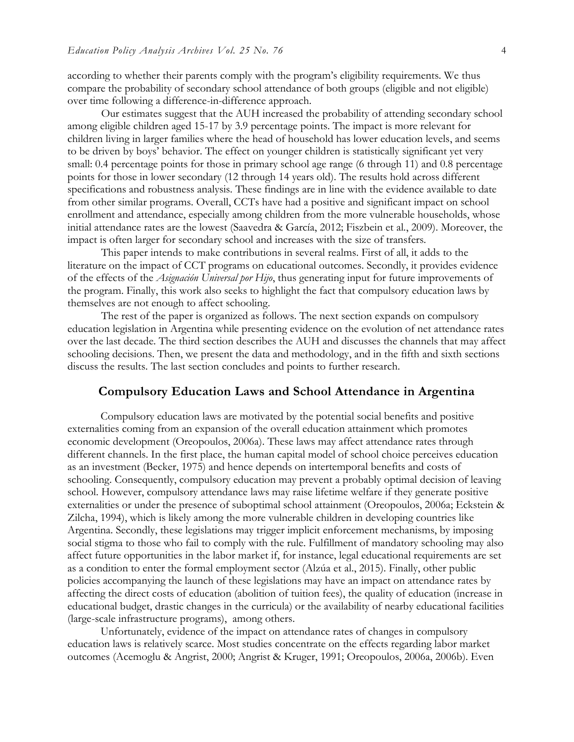according to whether their parents comply with the program's eligibility requirements. We thus compare the probability of secondary school attendance of both groups (eligible and not eligible) over time following a difference-in-difference approach.

Our estimates suggest that the AUH increased the probability of attending secondary school among eligible children aged 15-17 by 3.9 percentage points. The impact is more relevant for children living in larger families where the head of household has lower education levels, and seems to be driven by boys' behavior. The effect on younger children is statistically significant yet very small: 0.4 percentage points for those in primary school age range (6 through 11) and 0.8 percentage points for those in lower secondary (12 through 14 years old). The results hold across different specifications and robustness analysis. These findings are in line with the evidence available to date from other similar programs. Overall, CCTs have had a positive and significant impact on school enrollment and attendance, especially among children from the more vulnerable households, whose initial attendance rates are the lowest (Saavedra & García, 2012; Fiszbein et al., 2009). Moreover, the impact is often larger for secondary school and increases with the size of transfers.

This paper intends to make contributions in several realms. First of all, it adds to the literature on the impact of CCT programs on educational outcomes. Secondly, it provides evidence of the effects of the *Asignación Universal por Hijo*, thus generating input for future improvements of the program. Finally, this work also seeks to highlight the fact that compulsory education laws by themselves are not enough to affect schooling.

The rest of the paper is organized as follows. The next section expands on compulsory education legislation in Argentina while presenting evidence on the evolution of net attendance rates over the last decade. The third section describes the AUH and discusses the channels that may affect schooling decisions. Then, we present the data and methodology, and in the fifth and sixth sections discuss the results. The last section concludes and points to further research.

## Compulsory Education Laws and School Attendance in Argentina

Compulsory education laws are motivated by the potential social benefits and positive externalities coming from an expansion of the overall education attainment which promotes economic development (Oreopoulos, 2006a). These laws may affect attendance rates through different channels. In the first place, the human capital model of school choice perceives education as an investment (Becker, 1975) and hence depends on intertemporal benefits and costs of schooling. Consequently, compulsory education may prevent a probably optimal decision of leaving school. However, compulsory attendance laws may raise lifetime welfare if they generate positive externalities or under the presence of suboptimal school attainment (Oreopoulos, 2006a; Eckstein & Zilcha, 1994), which is likely among the more vulnerable children in developing countries like Argentina. Secondly, these legislations may trigger implicit enforcement mechanisms, by imposing social stigma to those who fail to comply with the rule. Fulfillment of mandatory schooling may also affect future opportunities in the labor market if, for instance, legal educational requirements are set as a condition to enter the formal employment sector (Alzúa et al., 2015). Finally, other public policies accompanying the launch of these legislations may have an impact on attendance rates by affecting the direct costs of education (abolition of tuition fees), the quality of education (increase in educational budget, drastic changes in the curricula) or the availability of nearby educational facilities (large-scale infrastructure programs), among others.

Unfortunately, evidence of the impact on attendance rates of changes in compulsory education laws is relatively scarce. Most studies concentrate on the effects regarding labor market outcomes (Acemoglu & Angrist, 2000; Angrist & Kruger, 1991; Oreopoulos, 2006a, 2006b). Even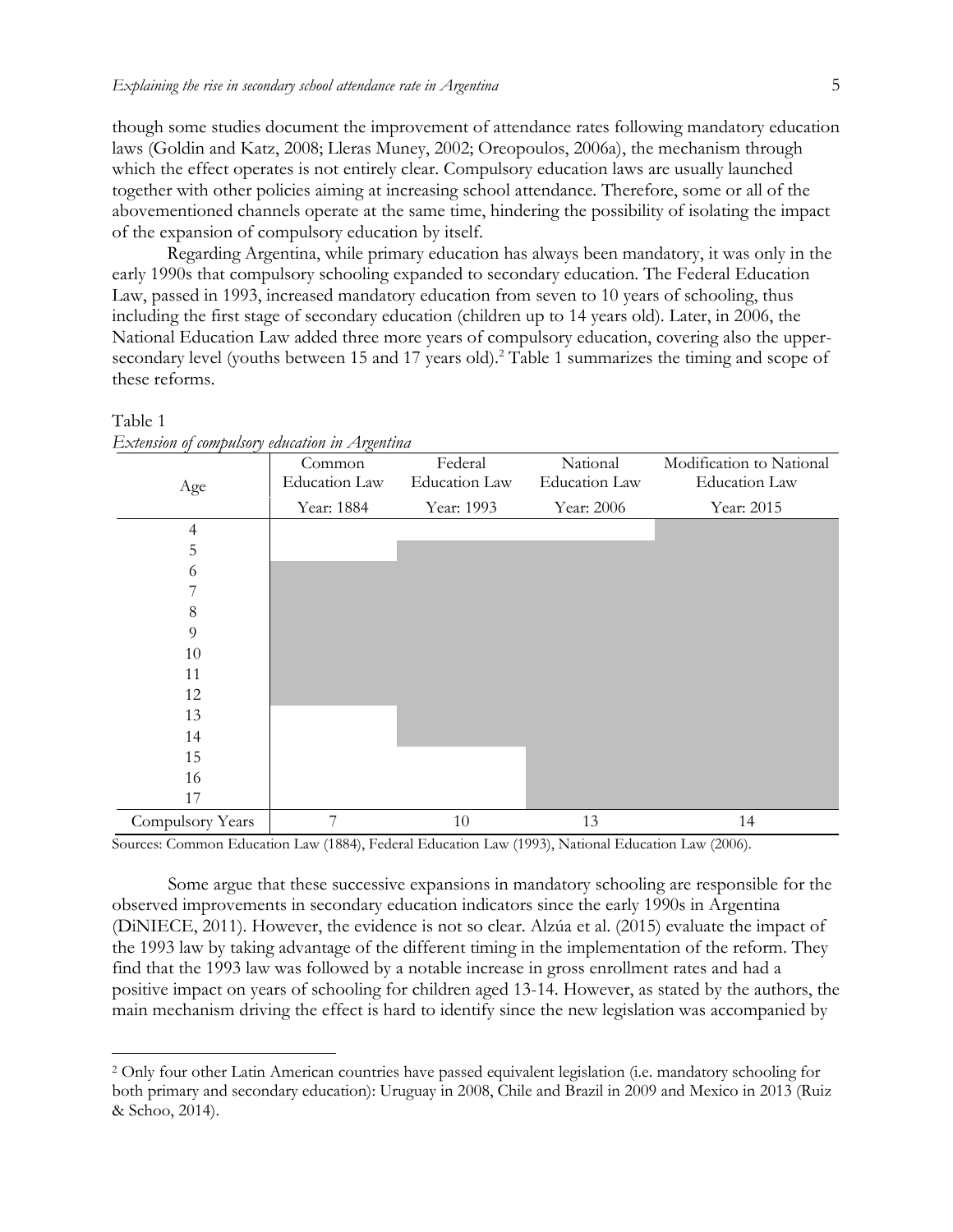though some studies document the improvement of attendance rates following mandatory education laws (Goldin and Katz, 2008; Lleras Muney, 2002; Oreopoulos, 2006a), the mechanism through which the effect operates is not entirely clear. Compulsory education laws are usually launched together with other policies aiming at increasing school attendance. Therefore, some or all of the abovementioned channels operate at the same time, hindering the possibility of isolating the impact of the expansion of compulsory education by itself.

Regarding Argentina, while primary education has always been mandatory, it was only in the early 1990s that compulsory schooling expanded to secondary education. The Federal Education Law, passed in 1993, increased mandatory education from seven to 10 years of schooling, thus including the first stage of secondary education (children up to 14 years old). Later, in 2006, the National Education Law added three more years of compulsory education, covering also the upper-secondary level (youths between 15 and 17 years old).[2] Table 1 summarizes the timing and scope of these reforms.

Table 1
*Extension of compulsory education in Argentina*

| Age | Common Education Law Year: 1884 | Federal Education Law Year: 1993 | National Education Law Year: 2006 | Modification to National Education Law Year: 2015 |
|---|---|---|---|---|
| 4 | | | | ■ |
| 5 | | ■ | ■ | ■ |
| 6 | ■ | ■ | ■ | ■ |
| 7 | ■ | ■ | ■ | ■ |
| 8 | ■ | ■ | ■ | ■ |
| 9 | ■ | ■ | ■ | ■ |
| 10 | ■ | ■ | ■ | ■ |
| 11 | ■ | ■ | ■ | ■ |
| 12 | ■ | ■ | ■ | ■ |
| 13 | | ■ | ■ | ■ |
| 14 | | ■ | ■ | ■ |
| 15 | | | ■ | ■ |
| 16 | | | ■ | ■ |
| 17 | | | ■ | ■ |
| Compulsory Years | 7 | 10 | 13 | 14 |

Sources: Common Education Law (1884), Federal Education Law (1993), National Education Law (2006).

Some argue that these successive expansions in mandatory schooling are responsible for the observed improvements in secondary education indicators since the early 1990s in Argentina (DiNIECE, 2011). However, the evidence is not so clear. Alzúa et al. (2015) evaluate the impact of the 1993 law by taking advantage of the different timing in the implementation of the reform. They find that the 1993 law was followed by a notable increase in gross enrollment rates and had a positive impact on years of schooling for children aged 13-14. However, as stated by the authors, the main mechanism driving the effect is hard to identify since the new legislation was accompanied by

[2] Only four other Latin American countries have passed equivalent legislation (i.e. mandatory schooling for both primary and secondary education): Uruguay in 2008, Chile and Brazil in 2009 and Mexico in 2013 (Ruiz & Schoo, 2014).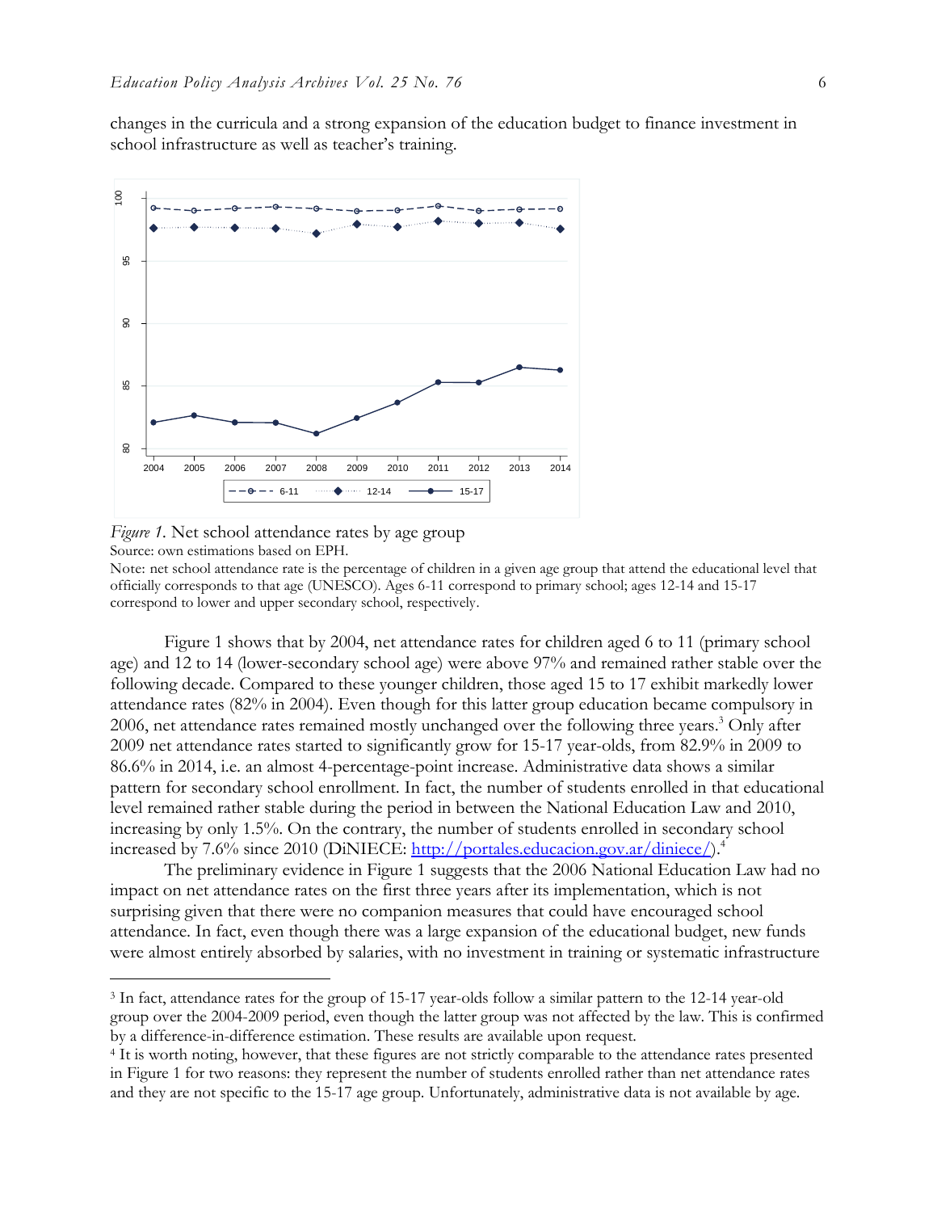changes in the curricula and a strong expansion of the education budget to finance investment in school infrastructure as well as teacher's training.

*Figure 1*. Net school attendance rates by age group
Source: own estimations based on EPH.
Note: net school attendance rate is the percentage of children in a given age group that attend the educational level that officially corresponds to that age (UNESCO). Ages 6-11 correspond to primary school; ages 12-14 and 15-17 correspond to lower and upper secondary school, respectively.

Figure 1 shows that by 2004, net attendance rates for children aged 6 to 11 (primary school age) and 12 to 14 (lower-secondary school age) were above 97% and remained rather stable over the following decade. Compared to these younger children, those aged 15 to 17 exhibit markedly lower attendance rates (82% in 2004). Even though for this latter group education became compulsory in 2006, net attendance rates remained mostly unchanged over the following three years.[3] Only after 2009 net attendance rates started to significantly grow for 15-17 year-olds, from 82.9% in 2009 to 86.6% in 2014, i.e. an almost 4-percentage-point increase. Administrative data shows a similar pattern for secondary school enrollment. In fact, the number of students enrolled in that educational level remained rather stable during the period in between the National Education Law and 2010, increasing by only 1.5%. On the contrary, the number of students enrolled in secondary school increased by 7.6% since 2010 (DiNIECE: http://portales.educacion.gov.ar/diniece/).[4]

The preliminary evidence in Figure 1 suggests that the 2006 National Education Law had no impact on net attendance rates on the first three years after its implementation, which is not surprising given that there were no companion measures that could have encouraged school attendance. In fact, even though there was a large expansion of the educational budget, new funds were almost entirely absorbed by salaries, with no investment in training or systematic infrastructure

[3] In fact, attendance rates for the group of 15-17 year-olds follow a similar pattern to the 12-14 year-old group over the 2004-2009 period, even though the latter group was not affected by the law. This is confirmed by a difference-in-difference estimation. These results are available upon request.

[4] It is worth noting, however, that these figures are not strictly comparable to the attendance rates presented in Figure 1 for two reasons: they represent the number of students enrolled rather than net attendance rates and they are not specific to the 15-17 age group. Unfortunately, administrative data is not available by age.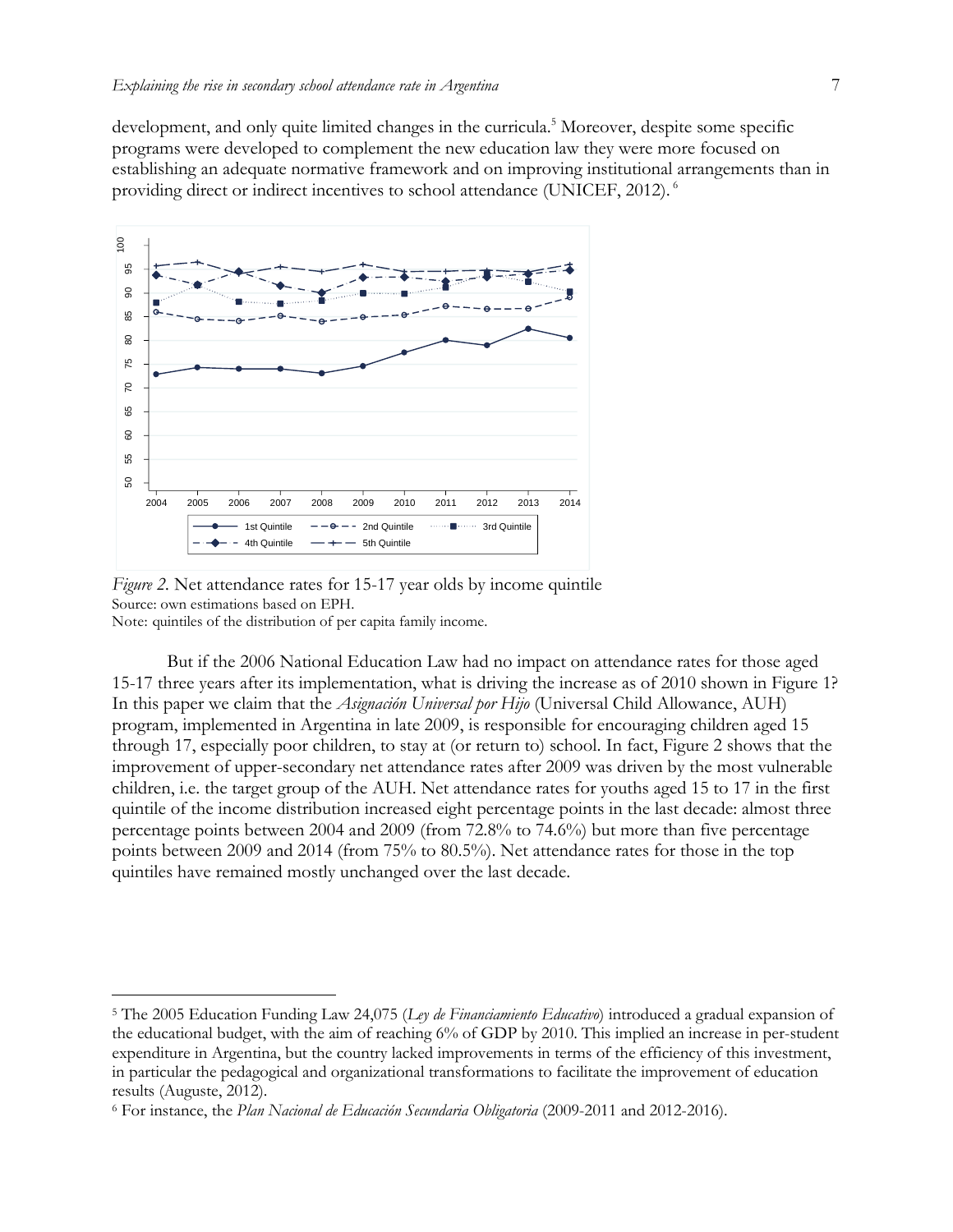development, and only quite limited changes in the curricula.[5] Moreover, despite some specific programs were developed to complement the new education law they were more focused on establishing an adequate normative framework and on improving institutional arrangements than in providing direct or indirect incentives to school attendance (UNICEF, 2012).[6]

*Figure 2.* Net attendance rates for 15-17 year olds by income quintile
Source: own estimations based on EPH.
Note: quintiles of the distribution of per capita family income.

But if the 2006 National Education Law had no impact on attendance rates for those aged 15-17 three years after its implementation, what is driving the increase as of 2010 shown in Figure 1? In this paper we claim that the *Asignación Universal por Hijo* (Universal Child Allowance, AUH) program, implemented in Argentina in late 2009, is responsible for encouraging children aged 15 through 17, especially poor children, to stay at (or return to) school. In fact, Figure 2 shows that the improvement of upper-secondary net attendance rates after 2009 was driven by the most vulnerable children, i.e. the target group of the AUH. Net attendance rates for youths aged 15 to 17 in the first quintile of the income distribution increased eight percentage points in the last decade: almost three percentage points between 2004 and 2009 (from 72.8% to 74.6%) but more than five percentage points between 2009 and 2014 (from 75% to 80.5%). Net attendance rates for those in the top quintiles have remained mostly unchanged over the last decade.

---

[5] The 2005 Education Funding Law 24,075 (*Ley de Financiamiento Educativo*) introduced a gradual expansion of the educational budget, with the aim of reaching 6% of GDP by 2010. This implied an increase in per-student expenditure in Argentina, but the country lacked improvements in terms of the efficiency of this investment, in particular the pedagogical and organizational transformations to facilitate the improvement of education results (Auguste, 2012).

[6] For instance, the *Plan Nacional de Educación Secundaria Obligatoria* (2009-2011 and 2012-2016).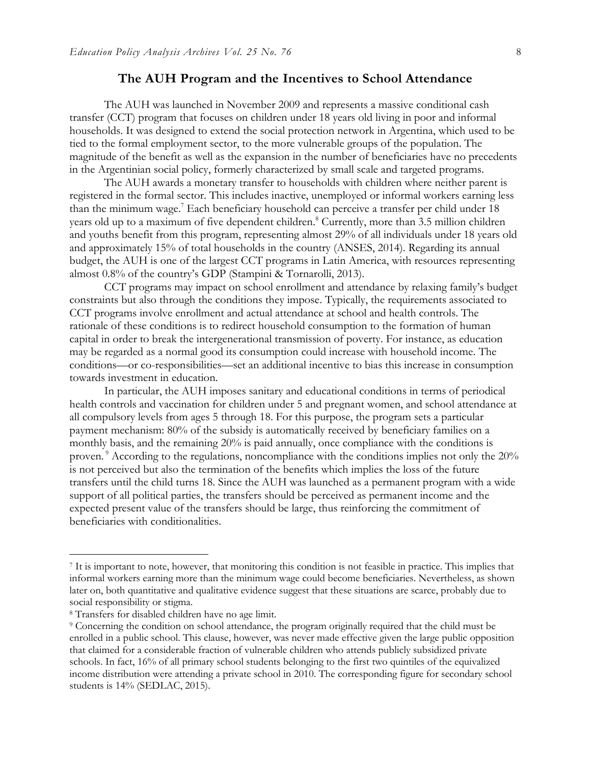## The AUH Program and the Incentives to School Attendance

The AUH was launched in November 2009 and represents a massive conditional cash transfer (CCT) program that focuses on children under 18 years old living in poor and informal households. It was designed to extend the social protection network in Argentina, which used to be tied to the formal employment sector, to the more vulnerable groups of the population. The magnitude of the benefit as well as the expansion in the number of beneficiaries have no precedents in the Argentinian social policy, formerly characterized by small scale and targeted programs.

The AUH awards a monetary transfer to households with children where neither parent is registered in the formal sector. This includes inactive, unemployed or informal workers earning less than the minimum wage.[7] Each beneficiary household can perceive a transfer per child under 18 years old up to a maximum of five dependent children.[8] Currently, more than 3.5 million children and youths benefit from this program, representing almost 29% of all individuals under 18 years old and approximately 15% of total households in the country (ANSES, 2014). Regarding its annual budget, the AUH is one of the largest CCT programs in Latin America, with resources representing almost 0.8% of the country's GDP (Stampini & Tornarolli, 2013).

CCT programs may impact on school enrollment and attendance by relaxing family's budget constraints but also through the conditions they impose. Typically, the requirements associated to CCT programs involve enrollment and actual attendance at school and health controls. The rationale of these conditions is to redirect household consumption to the formation of human capital in order to break the intergenerational transmission of poverty. For instance, as education may be regarded as a normal good its consumption could increase with household income. The conditions—or co-responsibilities—set an additional incentive to bias this increase in consumption towards investment in education.

In particular, the AUH imposes sanitary and educational conditions in terms of periodical health controls and vaccination for children under 5 and pregnant women, and school attendance at all compulsory levels from ages 5 through 18. For this purpose, the program sets a particular payment mechanism: 80% of the subsidy is automatically received by beneficiary families on a monthly basis, and the remaining 20% is paid annually, once compliance with the conditions is proven.[9] According to the regulations, noncompliance with the conditions implies not only the 20% is not perceived but also the termination of the benefits which implies the loss of the future transfers until the child turns 18. Since the AUH was launched as a permanent program with a wide support of all political parties, the transfers should be perceived as permanent income and the expected present value of the transfers should be large, thus reinforcing the commitment of beneficiaries with conditionalities.

---

[7] It is important to note, however, that monitoring this condition is not feasible in practice. This implies that informal workers earning more than the minimum wage could become beneficiaries. Nevertheless, as shown later on, both quantitative and qualitative evidence suggest that these situations are scarce, probably due to social responsibility or stigma.

[8] Transfers for disabled children have no age limit.

[9] Concerning the condition on school attendance, the program originally required that the child must be enrolled in a public school. This clause, however, was never made effective given the large public opposition that claimed for a considerable fraction of vulnerable children who attends publicly subsidized private schools. In fact, 16% of all primary school students belonging to the first two quintiles of the equivalized income distribution were attending a private school in 2010. The corresponding figure for secondary school students is 14% (SEDLAC, 2015).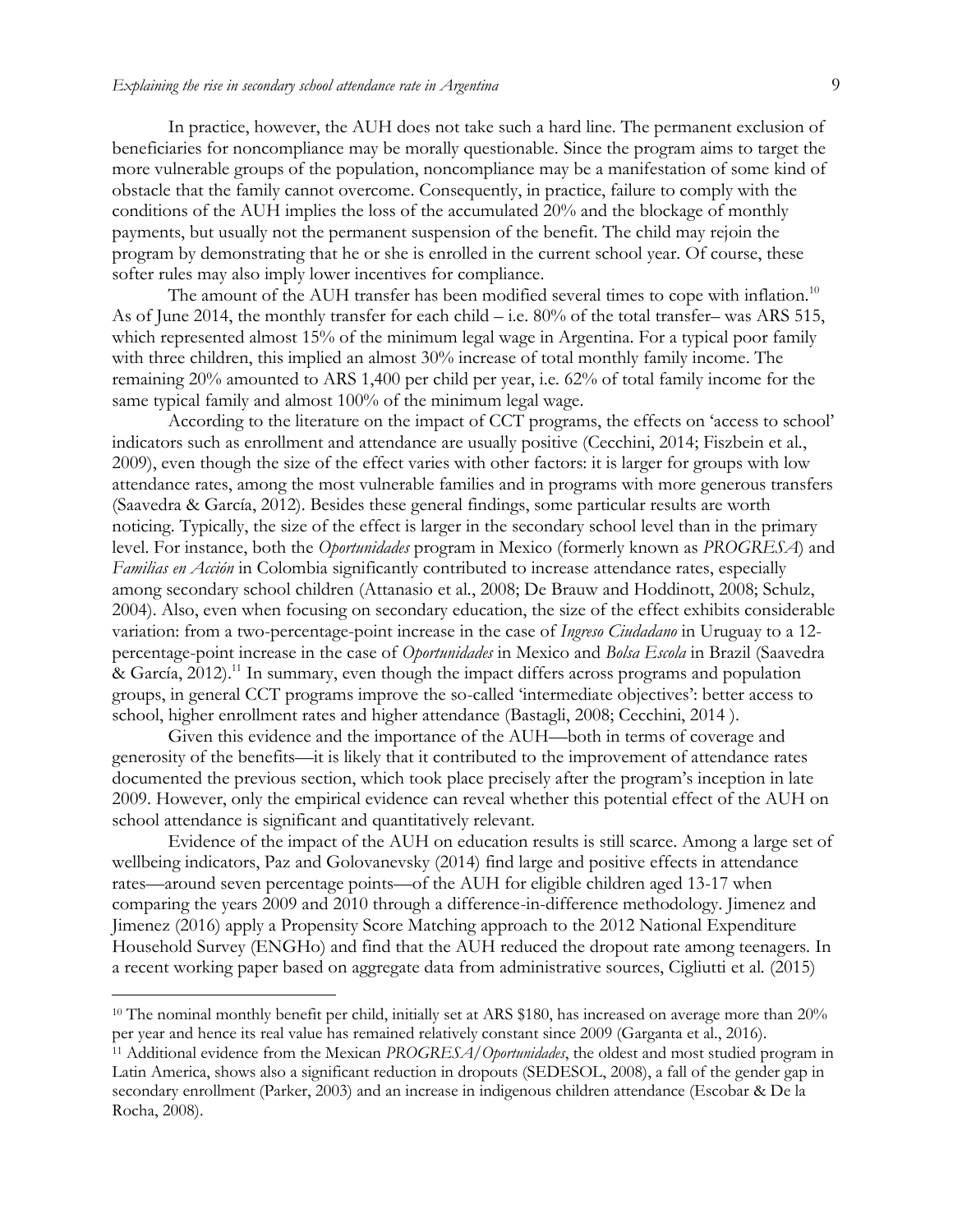In practice, however, the AUH does not take such a hard line. The permanent exclusion of beneficiaries for noncompliance may be morally questionable. Since the program aims to target the more vulnerable groups of the population, noncompliance may be a manifestation of some kind of obstacle that the family cannot overcome. Consequently, in practice, failure to comply with the conditions of the AUH implies the loss of the accumulated 20% and the blockage of monthly payments, but usually not the permanent suspension of the benefit. The child may rejoin the program by demonstrating that he or she is enrolled in the current school year. Of course, these softer rules may also imply lower incentives for compliance.

The amount of the AUH transfer has been modified several times to cope with inflation.[10] As of June 2014, the monthly transfer for each child – i.e. 80% of the total transfer– was ARS 515, which represented almost 15% of the minimum legal wage in Argentina. For a typical poor family with three children, this implied an almost 30% increase of total monthly family income. The remaining 20% amounted to ARS 1,400 per child per year, i.e. 62% of total family income for the same typical family and almost 100% of the minimum legal wage.

According to the literature on the impact of CCT programs, the effects on 'access to school' indicators such as enrollment and attendance are usually positive (Cecchini, 2014; Fiszbein et al., 2009), even though the size of the effect varies with other factors: it is larger for groups with low attendance rates, among the most vulnerable families and in programs with more generous transfers (Saavedra & García, 2012). Besides these general findings, some particular results are worth noticing. Typically, the size of the effect is larger in the secondary school level than in the primary level. For instance, both the *Oportunidades* program in Mexico (formerly known as *PROGRESA*) and *Familias en Acción* in Colombia significantly contributed to increase attendance rates, especially among secondary school children (Attanasio et al., 2008; De Brauw and Hoddinott, 2008; Schulz, 2004). Also, even when focusing on secondary education, the size of the effect exhibits considerable variation: from a two-percentage-point increase in the case of *Ingreso Ciudadano* in Uruguay to a 12-percentage-point increase in the case of *Oportunidades* in Mexico and *Bolsa Escola* in Brazil (Saavedra & García, 2012).[11] In summary, even though the impact differs across programs and population groups, in general CCT programs improve the so-called 'intermediate objectives': better access to school, higher enrollment rates and higher attendance (Bastagli, 2008; Cecchini, 2014 ).

Given this evidence and the importance of the AUH—both in terms of coverage and generosity of the benefits—it is likely that it contributed to the improvement of attendance rates documented the previous section, which took place precisely after the program's inception in late 2009. However, only the empirical evidence can reveal whether this potential effect of the AUH on school attendance is significant and quantitatively relevant.

Evidence of the impact of the AUH on education results is still scarce. Among a large set of wellbeing indicators, Paz and Golovanevsky (2014) find large and positive effects in attendance rates—around seven percentage points—of the AUH for eligible children aged 13-17 when comparing the years 2009 and 2010 through a difference-in-difference methodology. Jimenez and Jimenez (2016) apply a Propensity Score Matching approach to the 2012 National Expenditure Household Survey (ENGHo) and find that the AUH reduced the dropout rate among teenagers. In a recent working paper based on aggregate data from administrative sources, Cigliutti et al. (2015)

---

[10] The nominal monthly benefit per child, initially set at ARS $180, has increased on average more than 20% per year and hence its real value has remained relatively constant since 2009 (Garganta et al., 2016).

[11] Additional evidence from the Mexican *PROGRESA/Oportunidades*, the oldest and most studied program in Latin America, shows also a significant reduction in dropouts (SEDESOL, 2008), a fall of the gender gap in secondary enrollment (Parker, 2003) and an increase in indigenous children attendance (Escobar & De la Rocha, 2008).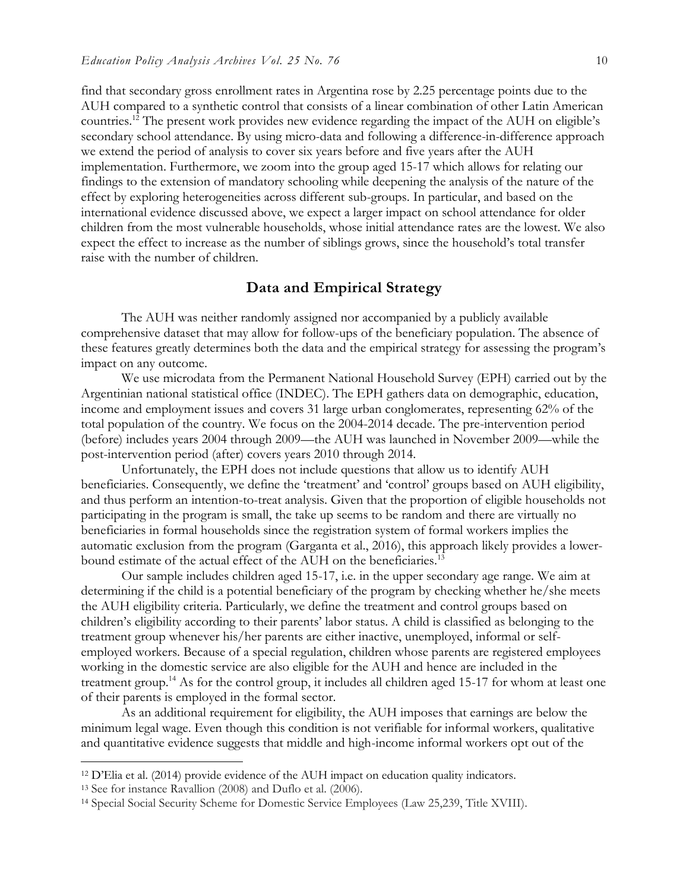find that secondary gross enrollment rates in Argentina rose by 2.25 percentage points due to the AUH compared to a synthetic control that consists of a linear combination of other Latin American countries.[12] The present work provides new evidence regarding the impact of the AUH on eligible's secondary school attendance. By using micro-data and following a difference-in-difference approach we extend the period of analysis to cover six years before and five years after the AUH implementation. Furthermore, we zoom into the group aged 15-17 which allows for relating our findings to the extension of mandatory schooling while deepening the analysis of the nature of the effect by exploring heterogeneities across different sub-groups. In particular, and based on the international evidence discussed above, we expect a larger impact on school attendance for older children from the most vulnerable households, whose initial attendance rates are the lowest. We also expect the effect to increase as the number of siblings grows, since the household's total transfer raise with the number of children.

## Data and Empirical Strategy

The AUH was neither randomly assigned nor accompanied by a publicly available comprehensive dataset that may allow for follow-ups of the beneficiary population. The absence of these features greatly determines both the data and the empirical strategy for assessing the program's impact on any outcome.

We use microdata from the Permanent National Household Survey (EPH) carried out by the Argentinian national statistical office (INDEC). The EPH gathers data on demographic, education, income and employment issues and covers 31 large urban conglomerates, representing 62% of the total population of the country. We focus on the 2004-2014 decade. The pre-intervention period (before) includes years 2004 through 2009—the AUH was launched in November 2009—while the post-intervention period (after) covers years 2010 through 2014.

Unfortunately, the EPH does not include questions that allow us to identify AUH beneficiaries. Consequently, we define the 'treatment' and 'control' groups based on AUH eligibility, and thus perform an intention-to-treat analysis. Given that the proportion of eligible households not participating in the program is small, the take up seems to be random and there are virtually no beneficiaries in formal households since the registration system of formal workers implies the automatic exclusion from the program (Garganta et al., 2016), this approach likely provides a lower-bound estimate of the actual effect of the AUH on the beneficiaries.[13]

Our sample includes children aged 15-17, i.e. in the upper secondary age range. We aim at determining if the child is a potential beneficiary of the program by checking whether he/she meets the AUH eligibility criteria. Particularly, we define the treatment and control groups based on children's eligibility according to their parents' labor status. A child is classified as belonging to the treatment group whenever his/her parents are either inactive, unemployed, informal or self-employed workers. Because of a special regulation, children whose parents are registered employees working in the domestic service are also eligible for the AUH and hence are included in the treatment group.[14] As for the control group, it includes all children aged 15-17 for whom at least one of their parents is employed in the formal sector.

As an additional requirement for eligibility, the AUH imposes that earnings are below the minimum legal wage. Even though this condition is not verifiable for informal workers, qualitative and quantitative evidence suggests that middle and high-income informal workers opt out of the

---

[12] D'Elia et al. (2014) provide evidence of the AUH impact on education quality indicators.

[13] See for instance Ravallion (2008) and Duflo et al. (2006).

[14] Special Social Security Scheme for Domestic Service Employees (Law 25,239, Title XVIII).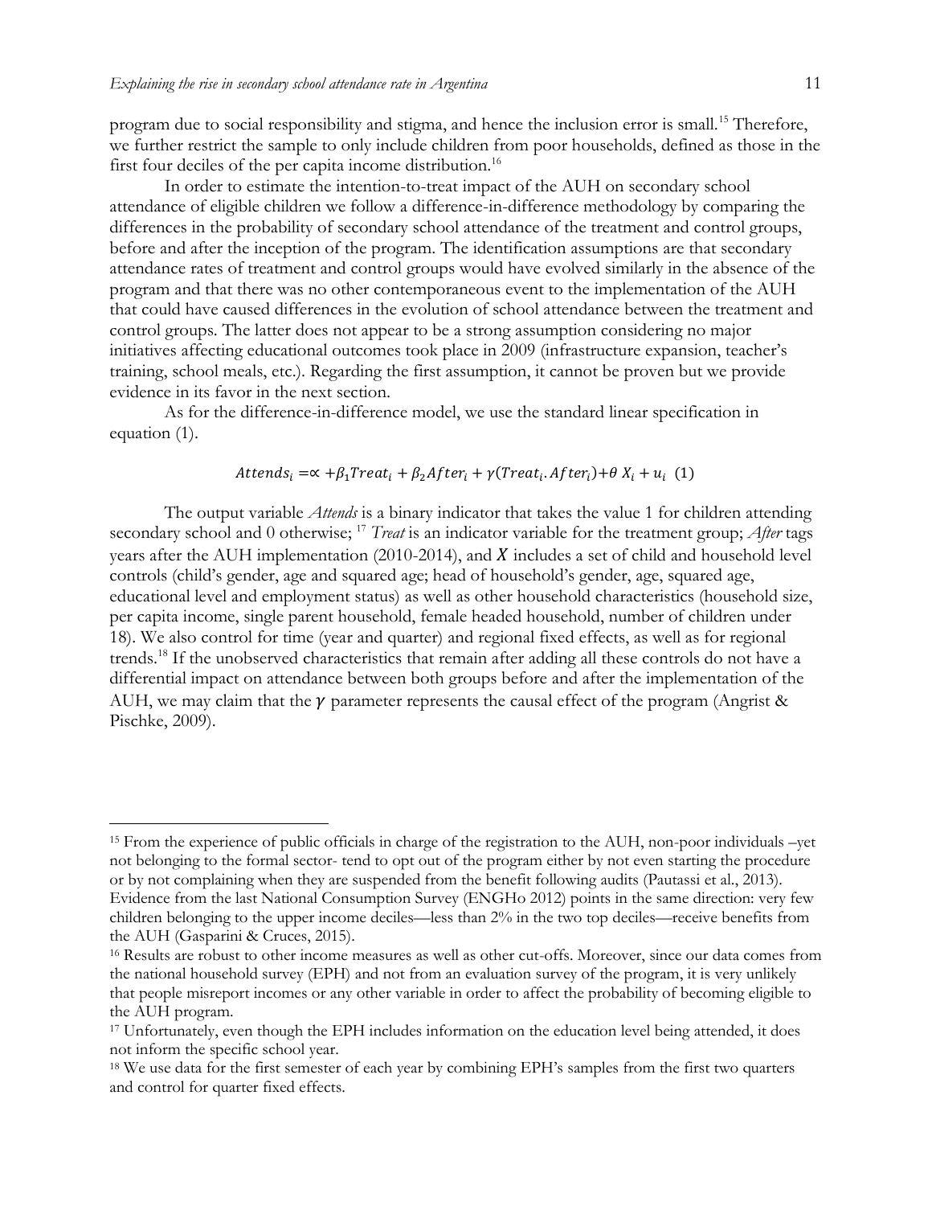program due to social responsibility and stigma, and hence the inclusion error is small.[15] Therefore, we further restrict the sample to only include children from poor households, defined as those in the first four deciles of the per capita income distribution.[16]

In order to estimate the intention-to-treat impact of the AUH on secondary school attendance of eligible children we follow a difference-in-difference methodology by comparing the differences in the probability of secondary school attendance of the treatment and control groups, before and after the inception of the program. The identification assumptions are that secondary attendance rates of treatment and control groups would have evolved similarly in the absence of the program and that there was no other contemporaneous event to the implementation of the AUH that could have caused differences in the evolution of school attendance between the treatment and control groups. The latter does not appear to be a strong assumption considering no major initiatives affecting educational outcomes took place in 2009 (infrastructure expansion, teacher's training, school meals, etc.). Regarding the first assumption, it cannot be proven but we provide evidence in its favor in the next section.

As for the difference-in-difference model, we use the standard linear specification in equation (1).

$$Attends_i = \propto + \beta_1 Treat_i + \beta_2 After_i + \gamma (Treat_i . After_i) + \theta \, X_i + u_i \quad (1)$$

The output variable *Attends* is a binary indicator that takes the value 1 for children attending secondary school and 0 otherwise; [17] *Treat* is an indicator variable for the treatment group; *After* tags years after the AUH implementation (2010-2014), and $X$ includes a set of child and household level controls (child's gender, age and squared age; head of household's gender, age, squared age, educational level and employment status) as well as other household characteristics (household size, per capita income, single parent household, female headed household, number of children under 18). We also control for time (year and quarter) and regional fixed effects, as well as for regional trends.[18] If the unobserved characteristics that remain after adding all these controls do not have a differential impact on attendance between both groups before and after the implementation of the AUH, we may claim that the $\gamma$ parameter represents the causal effect of the program (Angrist & Pischke, 2009).

---

[15] From the experience of public officials in charge of the registration to the AUH, non-poor individuals –yet not belonging to the formal sector- tend to opt out of the program either by not even starting the procedure or by not complaining when they are suspended from the benefit following audits (Pautassi et al., 2013). Evidence from the last National Consumption Survey (ENGHo 2012) points in the same direction: very few children belonging to the upper income deciles—less than 2% in the two top deciles—receive benefits from the AUH (Gasparini & Cruces, 2015).

[16] Results are robust to other income measures as well as other cut-offs. Moreover, since our data comes from the national household survey (EPH) and not from an evaluation survey of the program, it is very unlikely that people misreport incomes or any other variable in order to affect the probability of becoming eligible to the AUH program.

[17] Unfortunately, even though the EPH includes information on the education level being attended, it does not inform the specific school year.

[18] We use data for the first semester of each year by combining EPH's samples from the first two quarters and control for quarter fixed effects.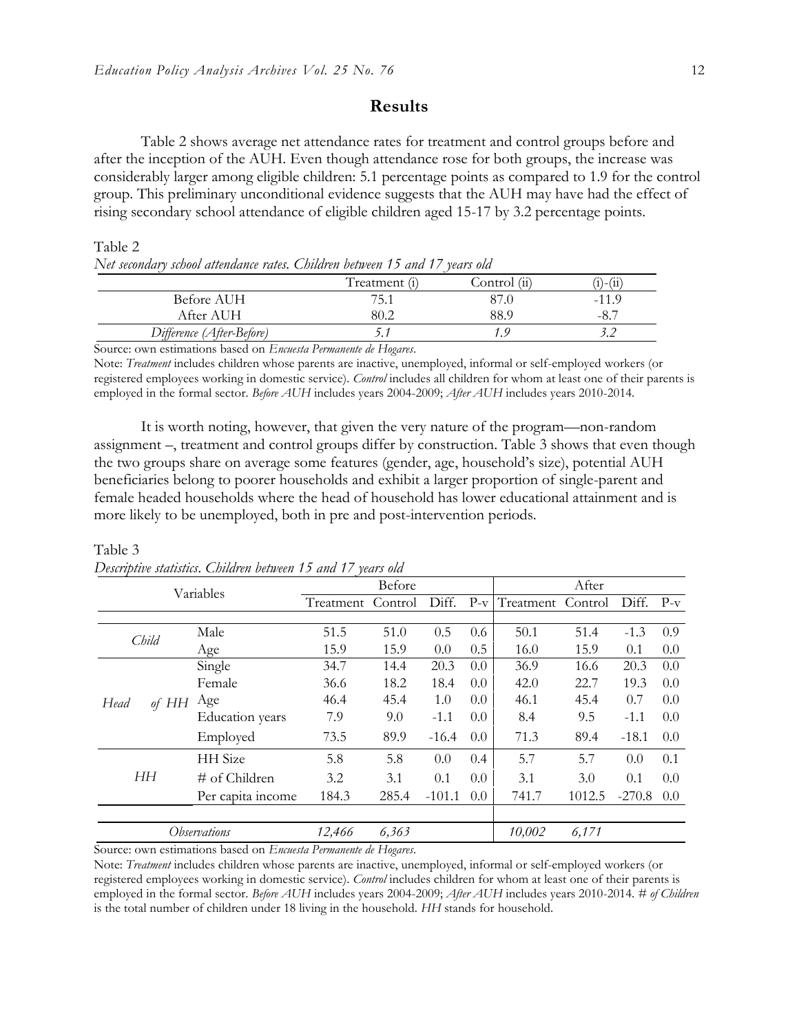## Results

Table 2 shows average net attendance rates for treatment and control groups before and after the inception of the AUH. Even though attendance rose for both groups, the increase was considerably larger among eligible children: 5.1 percentage points as compared to 1.9 for the control group. This preliminary unconditional evidence suggests that the AUH may have had the effect of rising secondary school attendance of eligible children aged 15-17 by 3.2 percentage points.

Table 2
*Net secondary school attendance rates. Children between 15 and 17 years old*

| | Treatment (i) | Control (ii) | (i)-(ii) |
|---|---|---|---|
| Before AUH | 75.1 | 87.0 | -11.9 |
| After AUH | 80.2 | 88.9 | -8.7 |
| *Difference (After-Before)* | *5.1* | *1.9* | *3.2* |

Source: own estimations based on *Encuesta Permanente de Hogares*.
Note: *Treatment* includes children whose parents are inactive, unemployed, informal or self-employed workers (or registered employees working in domestic service). *Control* includes all children for whom at least one of their parents is employed in the formal sector. *Before AUH* includes years 2004-2009; *After AUH* includes years 2010-2014.

It is worth noting, however, that given the very nature of the program—non-random assignment –, treatment and control groups differ by construction. Table 3 shows that even though the two groups share on average some features (gender, age, household's size), potential AUH beneficiaries belong to poorer households and exhibit a larger proportion of single-parent and female headed households where the head of household has lower educational attainment and is more likely to be unemployed, both in pre and post-intervention periods.

Table 3
*Descriptive statistics. Children between 15 and 17 years old*

| Variables | | Before | | | | After | | | |
|---|---|---|---|---|---|---|---|---|---|
| | | Treatment | Control | Diff. | P-v | Treatment | Control | Diff. | P-v |
| *Child* | Male | 51.5 | 51.0 | 0.5 | 0.6 | 50.1 | 51.4 | -1.3 | 0.9 |
| | Age | 15.9 | 15.9 | 0.0 | 0.5 | 16.0 | 15.9 | 0.1 | 0.0 |
| *Head of HH* | Single | 34.7 | 14.4 | 20.3 | 0.0 | 36.9 | 16.6 | 20.3 | 0.0 |
| | Female | 36.6 | 18.2 | 18.4 | 0.0 | 42.0 | 22.7 | 19.3 | 0.0 |
| | Age | 46.4 | 45.4 | 1.0 | 0.0 | 46.1 | 45.4 | 0.7 | 0.0 |
| | Education years | 7.9 | 9.0 | -1.1 | 0.0 | 8.4 | 9.5 | -1.1 | 0.0 |
| | Employed | 73.5 | 89.9 | -16.4 | 0.0 | 71.3 | 89.4 | -18.1 | 0.0 |
| *HH* | HH Size | 5.8 | 5.8 | 0.0 | 0.4 | 5.7 | 5.7 | 0.0 | 0.1 |
| | # of Children | 3.2 | 3.1 | 0.1 | 0.0 | 3.1 | 3.0 | 0.1 | 0.0 |
| | Per capita income | 184.3 | 285.4 | -101.1 | 0.0 | 741.7 | 1012.5 | -270.8 | 0.0 |
| *Observations* | | *12,466* | *6,363* | | | *10,002* | *6,171* | | |

Source: own estimations based on *Encuesta Permanente de Hogares*.
Note: *Treatment* includes children whose parents are inactive, unemployed, informal or self-employed workers (or registered employees working in domestic service). *Control* includes children for whom at least one of their parents is employed in the formal sector. *Before AUH* includes years 2004-2009; *After AUH* includes years 2010-2014. *# of Children* is the total number of children under 18 living in the household. *HH* stands for household.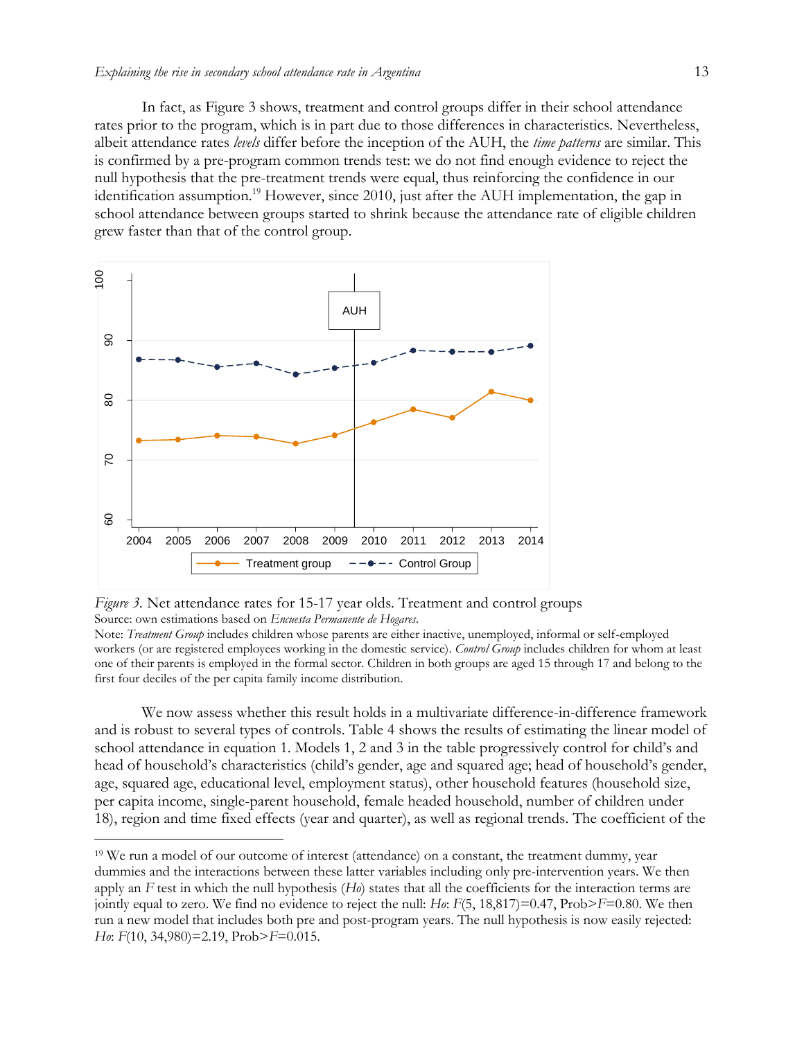In fact, as Figure 3 shows, treatment and control groups differ in their school attendance rates prior to the program, which is in part due to those differences in characteristics. Nevertheless, albeit attendance rates *levels* differ before the inception of the AUH, the *time patterns* are similar. This is confirmed by a pre-program common trends test: we do not find enough evidence to reject the null hypothesis that the pre-treatment trends were equal, thus reinforcing the confidence in our identification assumption.[19] However, since 2010, just after the AUH implementation, the gap in school attendance between groups started to shrink because the attendance rate of eligible children grew faster than that of the control group.

*Figure 3.* Net attendance rates for 15-17 year olds. Treatment and control groups

Source: own estimations based on *Encuesta Permanente de Hogares*.

Note: *Treatment Group* includes children whose parents are either inactive, unemployed, informal or self-employed workers (or are registered employees working in the domestic service). *Control Group* includes children for whom at least one of their parents is employed in the formal sector. Children in both groups are aged 15 through 17 and belong to the first four deciles of the per capita family income distribution.

We now assess whether this result holds in a multivariate difference-in-difference framework and is robust to several types of controls. Table 4 shows the results of estimating the linear model of school attendance in equation 1. Models 1, 2 and 3 in the table progressively control for child's and head of household's characteristics (child's gender, age and squared age; head of household's gender, age, squared age, educational level, employment status), other household features (household size, per capita income, single-parent household, female headed household, number of children under 18), region and time fixed effects (year and quarter), as well as regional trends. The coefficient of the

[19] We run a model of our outcome of interest (attendance) on a constant, the treatment dummy, year dummies and the interactions between these latter variables including only pre-intervention years. We then apply an $F$ test in which the null hypothesis ($Ho$) states that all the coefficients for the interaction terms are jointly equal to zero. We find no evidence to reject the null: $Ho$: $F(5, 18{,}817)=0.47$, Prob>$F$=0.80. We then run a new model that includes both pre and post-program years. The null hypothesis is now easily rejected: $Ho$: $F(10, 34{,}980)=2.19$, Prob>$F$=0.015.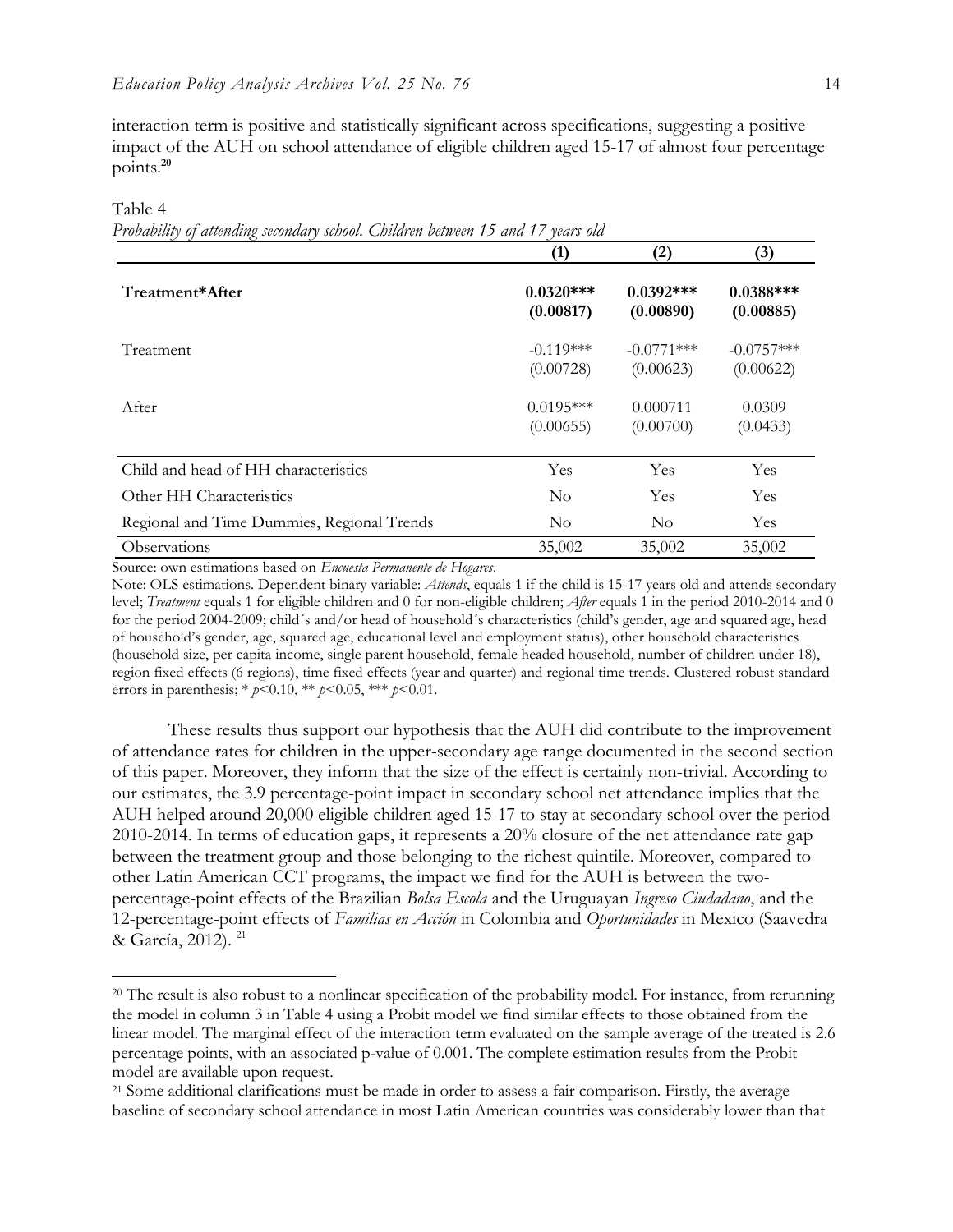interaction term is positive and statistically significant across specifications, suggesting a positive impact of the AUH on school attendance of eligible children aged 15-17 of almost four percentage points.[20]

Table 4
*Probability of attending secondary school. Children between 15 and 17 years old*

| | (1) | (2) | (3) |
|---|---|---|---|
| **Treatment*After** | **0.0320***<br>(0.00817)** | **0.0392***<br>(0.00890)** | **0.0388***<br>(0.00885)** |
| Treatment | -0.119***<br>(0.00728) | -0.0771***<br>(0.00623) | -0.0757***<br>(0.00622) |
| After | 0.0195***<br>(0.00655) | 0.000711<br>(0.00700) | 0.0309<br>(0.0433) |
| Child and head of HH characteristics | Yes | Yes | Yes |
| Other HH Characteristics | No | Yes | Yes |
| Regional and Time Dummies, Regional Trends | No | No | Yes |
| Observations | 35,002 | 35,002 | 35,002 |

Source: own estimations based on *Encuesta Permanente de Hogares*.
Note: OLS estimations. Dependent binary variable: *Attends*, equals 1 if the child is 15-17 years old and attends secondary level; *Treatment* equals 1 for eligible children and 0 for non-eligible children; *After* equals 1 in the period 2010-2014 and 0 for the period 2004-2009; child´s and/or head of household´s characteristics (child's gender, age and squared age, head of household's gender, age, squared age, educational level and employment status), other household characteristics (household size, per capita income, single parent household, female headed household, number of children under 18), region fixed effects (6 regions), time fixed effects (year and quarter) and regional time trends. Clustered robust standard errors in parenthesis; * $p<0.10$, ** $p<0.05$, *** $p<0.01$.

These results thus support our hypothesis that the AUH did contribute to the improvement of attendance rates for children in the upper-secondary age range documented in the second section of this paper. Moreover, they inform that the size of the effect is certainly non-trivial. According to our estimates, the 3.9 percentage-point impact in secondary school net attendance implies that the AUH helped around 20,000 eligible children aged 15-17 to stay at secondary school over the period 2010-2014. In terms of education gaps, it represents a 20% closure of the net attendance rate gap between the treatment group and those belonging to the richest quintile. Moreover, compared to other Latin American CCT programs, the impact we find for the AUH is between the two-percentage-point effects of the Brazilian *Bolsa Escola* and the Uruguayan *Ingreso Ciudadano*, and the 12-percentage-point effects of *Familias en Acción* in Colombia and *Oportunidades* in Mexico (Saavedra & García, 2012).[21]

[20] The result is also robust to a nonlinear specification of the probability model. For instance, from rerunning the model in column 3 in Table 4 using a Probit model we find similar effects to those obtained from the linear model. The marginal effect of the interaction term evaluated on the sample average of the treated is 2.6 percentage points, with an associated p-value of 0.001. The complete estimation results from the Probit model are available upon request.

[21] Some additional clarifications must be made in order to assess a fair comparison. Firstly, the average baseline of secondary school attendance in most Latin American countries was considerably lower than that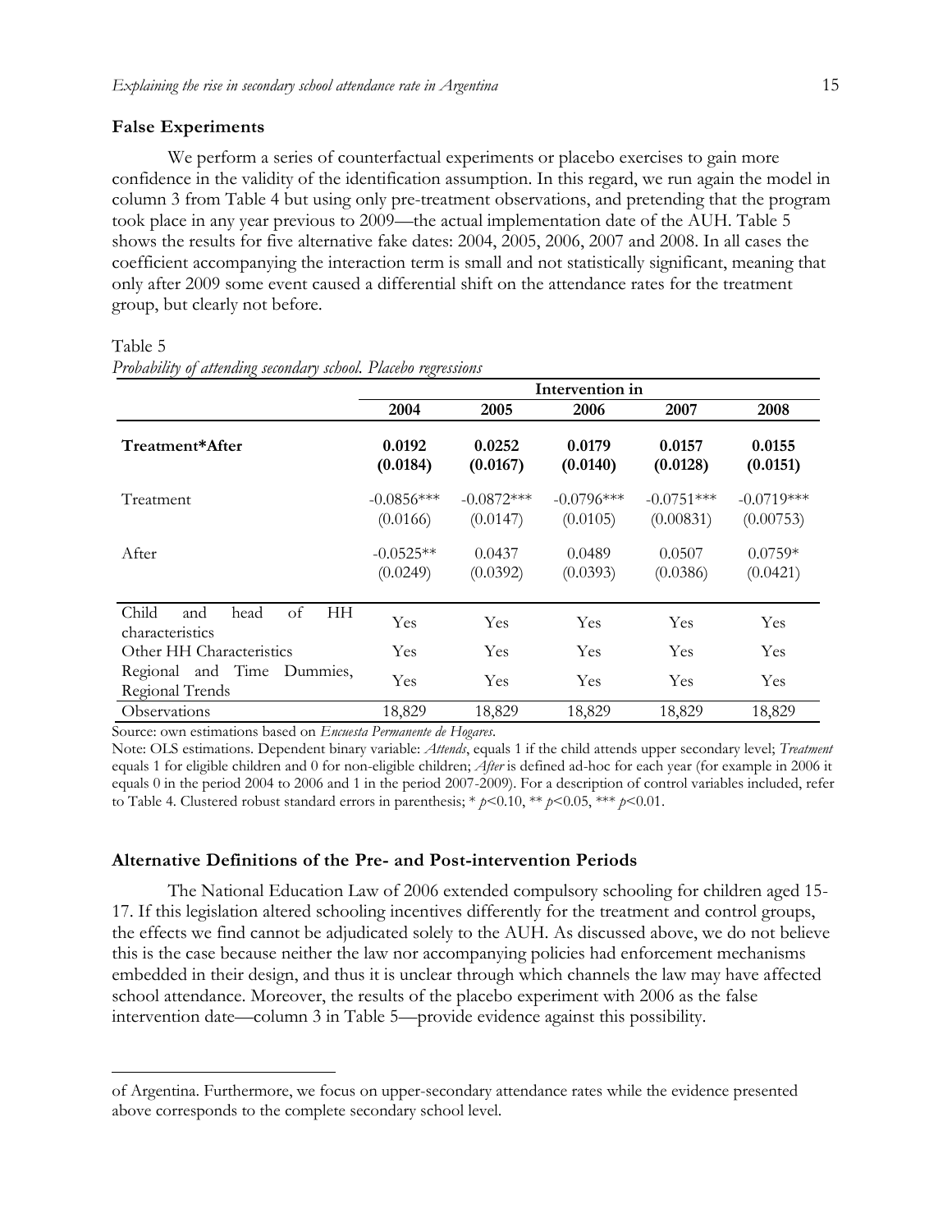### False Experiments

We perform a series of counterfactual experiments or placebo exercises to gain more confidence in the validity of the identification assumption. In this regard, we run again the model in column 3 from Table 4 but using only pre-treatment observations, and pretending that the program took place in any year previous to 2009—the actual implementation date of the AUH. Table 5 shows the results for five alternative fake dates: 2004, 2005, 2006, 2007 and 2008. In all cases the coefficient accompanying the interaction term is small and not statistically significant, meaning that only after 2009 some event caused a differential shift on the attendance rates for the treatment group, but clearly not before.

Table 5

*Probability of attending secondary school. Placebo regressions*

| | Intervention in | | | | |
|---|---|---|---|---|---|
| | **2004** | **2005** | **2006** | **2007** | **2008** |
| **Treatment*After** | **0.0192** <br> **(0.0184)** | **0.0252** <br> **(0.0167)** | **0.0179** <br> **(0.0140)** | **0.0157** <br> **(0.0128)** | **0.0155** <br> **(0.0151)** |
| Treatment | -0.0856*** <br> (0.0166) | -0.0872*** <br> (0.0147) | -0.0796*** <br> (0.0105) | -0.0751*** <br> (0.00831) | -0.0719*** <br> (0.00753) |
| After | -0.0525** <br> (0.0249) | 0.0437 <br> (0.0392) | 0.0489 <br> (0.0393) | 0.0507 <br> (0.0386) | 0.0759* <br> (0.0421) |
| Child and head of HH characteristics | Yes | Yes | Yes | Yes | Yes |
| Other HH Characteristics | Yes | Yes | Yes | Yes | Yes |
| Regional and Time Dummies, Regional Trends | Yes | Yes | Yes | Yes | Yes |
| Observations | 18,829 | 18,829 | 18,829 | 18,829 | 18,829 |

Source: own estimations based on *Encuesta Permanente de Hogares*.

Note: OLS estimations. Dependent binary variable: *Attends*, equals 1 if the child attends upper secondary level; *Treatment* equals 1 for eligible children and 0 for non-eligible children; *After* is defined ad-hoc for each year (for example in 2006 it equals 0 in the period 2004 to 2006 and 1 in the period 2007-2009). For a description of control variables included, refer to Table 4. Clustered robust standard errors in parenthesis; * $p$<0.10, ** $p$<0.05, *** $p$<0.01.

### Alternative Definitions of the Pre- and Post-intervention Periods

The National Education Law of 2006 extended compulsory schooling for children aged 15-17. If this legislation altered schooling incentives differently for the treatment and control groups, the effects we find cannot be adjudicated solely to the AUH. As discussed above, we do not believe this is the case because neither the law nor accompanying policies had enforcement mechanisms embedded in their design, and thus it is unclear through which channels the law may have affected school attendance. Moreover, the results of the placebo experiment with 2006 as the false intervention date—column 3 in Table 5—provide evidence against this possibility.

of Argentina. Furthermore, we focus on upper-secondary attendance rates while the evidence presented above corresponds to the complete secondary school level.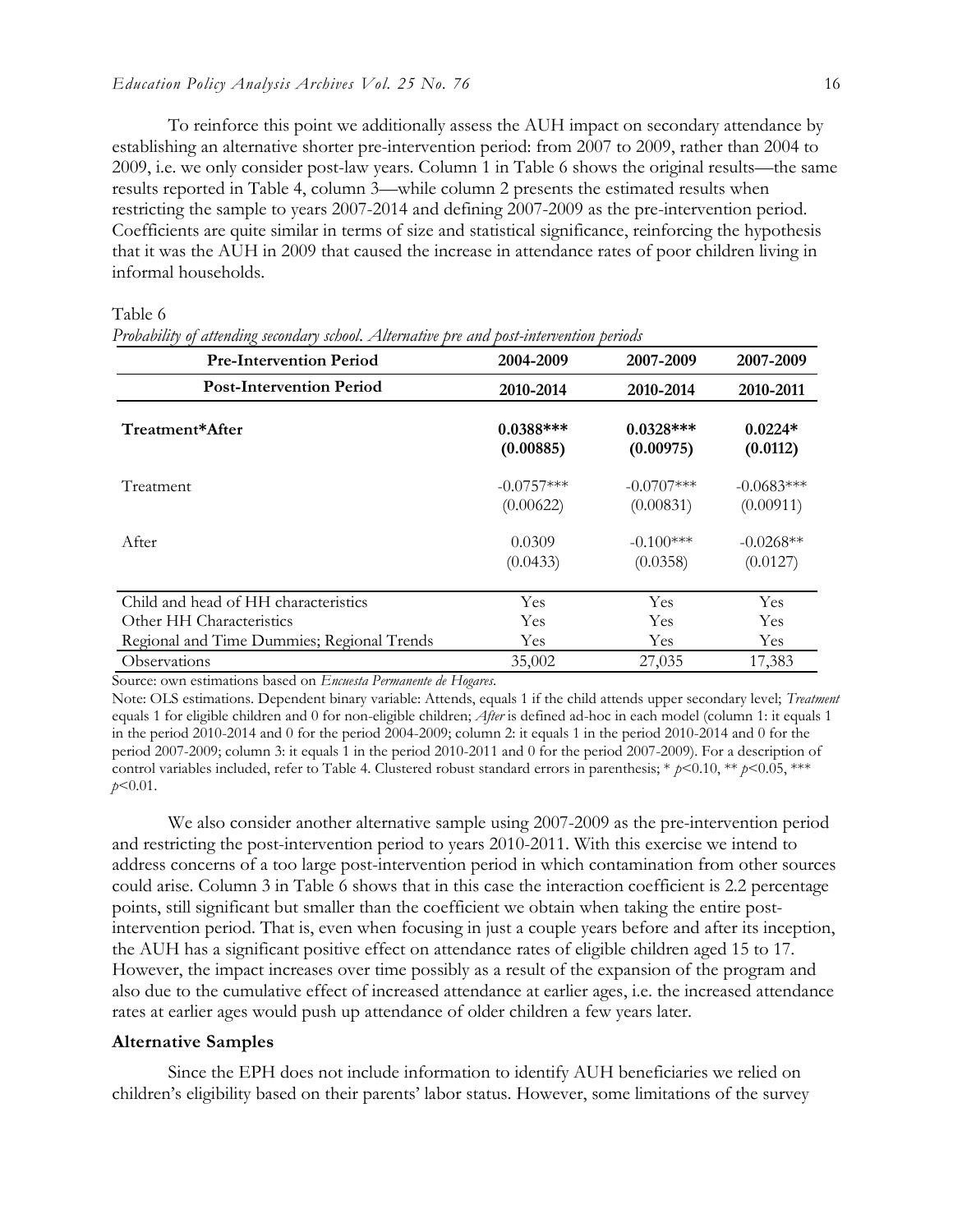To reinforce this point we additionally assess the AUH impact on secondary attendance by establishing an alternative shorter pre-intervention period: from 2007 to 2009, rather than 2004 to 2009, i.e. we only consider post-law years. Column 1 in Table 6 shows the original results—the same results reported in Table 4, column 3—while column 2 presents the estimated results when restricting the sample to years 2007-2014 and defining 2007-2009 as the pre-intervention period. Coefficients are quite similar in terms of size and statistical significance, reinforcing the hypothesis that it was the AUH in 2009 that caused the increase in attendance rates of poor children living in informal households.

Table 6
*Probability of attending secondary school. Alternative pre and post-intervention periods*

| **Pre-Intervention Period** | **2004-2009** | **2007-2009** | **2007-2009** |
|---|---|---|---|
| **Post-Intervention Period** | **2010-2014** | **2010-2014** | **2010-2011** |
| **Treatment*After** | **0.0388*** (0.00885)** | **0.0328*** (0.00975)** | **0.0224* (0.0112)** |
| Treatment | -0.0757*** (0.00622) | -0.0707*** (0.00831) | -0.0683*** (0.00911) |
| After | 0.0309 (0.0433) | -0.100*** (0.0358) | -0.0268** (0.0127) |
| Child and head of HH characteristics | Yes | Yes | Yes |
| Other HH Characteristics | Yes | Yes | Yes |
| Regional and Time Dummies; Regional Trends | Yes | Yes | Yes |
| Observations | 35,002 | 27,035 | 17,383 |

Source: own estimations based on *Encuesta Permanente de Hogares*.

Note: OLS estimations. Dependent binary variable: Attends, equals 1 if the child attends upper secondary level; *Treatment* equals 1 for eligible children and 0 for non-eligible children; *After* is defined ad-hoc in each model (column 1: it equals 1 in the period 2010-2014 and 0 for the period 2004-2009; column 2: it equals 1 in the period 2010-2014 and 0 for the period 2007-2009; column 3: it equals 1 in the period 2010-2011 and 0 for the period 2007-2009). For a description of control variables included, refer to Table 4. Clustered robust standard errors in parenthesis; * $p$<0.10, ** $p$<0.05, *** $p$<0.01.

We also consider another alternative sample using 2007-2009 as the pre-intervention period and restricting the post-intervention period to years 2010-2011. With this exercise we intend to address concerns of a too large post-intervention period in which contamination from other sources could arise. Column 3 in Table 6 shows that in this case the interaction coefficient is 2.2 percentage points, still significant but smaller than the coefficient we obtain when taking the entire post-intervention period. That is, even when focusing in just a couple years before and after its inception, the AUH has a significant positive effect on attendance rates of eligible children aged 15 to 17. However, the impact increases over time possibly as a result of the expansion of the program and also due to the cumulative effect of increased attendance at earlier ages, i.e. the increased attendance rates at earlier ages would push up attendance of older children a few years later.

### Alternative Samples

Since the EPH does not include information to identify AUH beneficiaries we relied on children's eligibility based on their parents' labor status. However, some limitations of the survey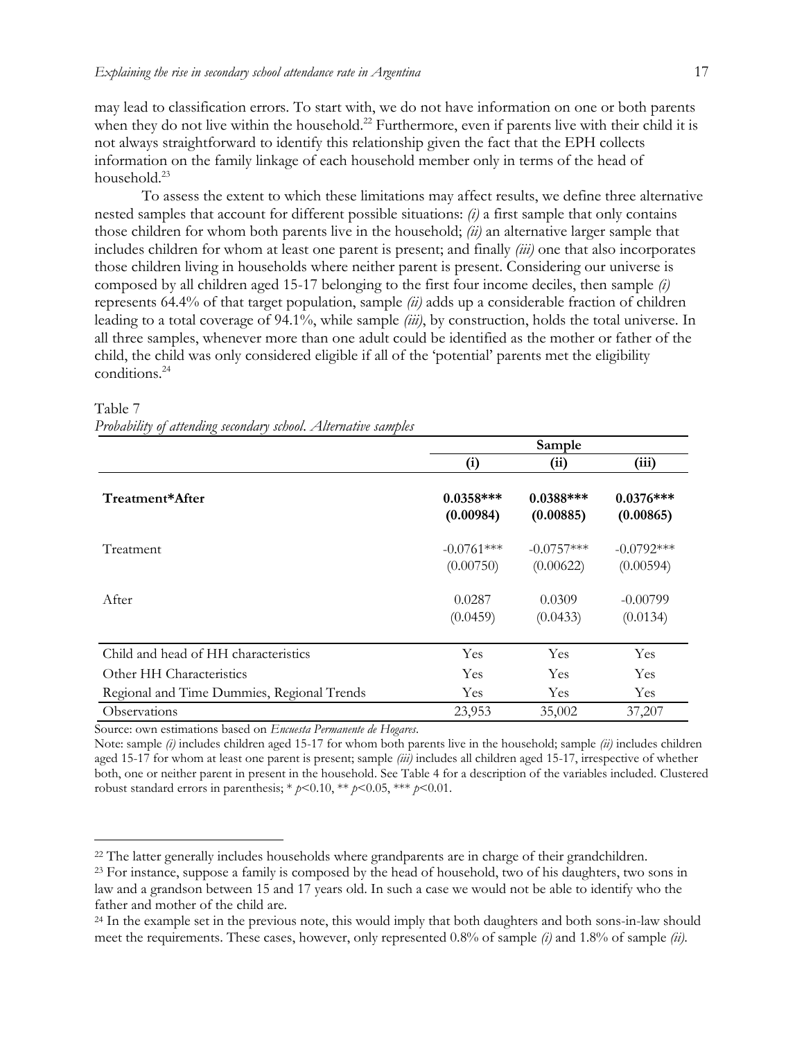may lead to classification errors. To start with, we do not have information on one or both parents when they do not live within the household.[22] Furthermore, even if parents live with their child it is not always straightforward to identify this relationship given the fact that the EPH collects information on the family linkage of each household member only in terms of the head of household.[23]

To assess the extent to which these limitations may affect results, we define three alternative nested samples that account for different possible situations: *(i)* a first sample that only contains those children for whom both parents live in the household; *(ii)* an alternative larger sample that includes children for whom at least one parent is present; and finally *(iii)* one that also incorporates those children living in households where neither parent is present. Considering our universe is composed by all children aged 15-17 belonging to the first four income deciles, then sample *(i)* represents 64.4% of that target population, sample *(ii)* adds up a considerable fraction of children leading to a total coverage of 94.1%, while sample *(iii)*, by construction, holds the total universe. In all three samples, whenever more than one adult could be identified as the mother or father of the child, the child was only considered eligible if all of the 'potential' parents met the eligibility conditions.[24]

Table 7
*Probability of attending secondary school. Alternative samples*

| | Sample | | |
|---|---|---|---|
| | **(i)** | **(ii)** | **(iii)** |
| **Treatment*After** | **0.0358***<br>(0.00984)** | **0.0388***<br>(0.00885)** | **0.0376***<br>(0.00865)** |
| Treatment | -0.0761***<br>(0.00750) | -0.0757***<br>(0.00622) | -0.0792***<br>(0.00594) |
| After | 0.0287<br>(0.0459) | 0.0309<br>(0.0433) | -0.00799<br>(0.0134) |
| Child and head of HH characteristics | Yes | Yes | Yes |
| Other HH Characteristics | Yes | Yes | Yes |
| Regional and Time Dummies, Regional Trends | Yes | Yes | Yes |
| Observations | 23,953 | 35,002 | 37,207 |

Source: own estimations based on *Encuesta Permanente de Hogares*.
Note: sample *(i)* includes children aged 15-17 for whom both parents live in the household; sample *(ii)* includes children aged 15-17 for whom at least one parent is present; sample *(iii)* includes all children aged 15-17, irrespective of whether both, one or neither parent in present in the household. See Table 4 for a description of the variables included. Clustered robust standard errors in parenthesis; * $p<0.10$, ** $p<0.05$, *** $p<0.01$.

[22] The latter generally includes households where grandparents are in charge of their grandchildren.

[23] For instance, suppose a family is composed by the head of household, two of his daughters, two sons in law and a grandson between 15 and 17 years old. In such a case we would not be able to identify who the father and mother of the child are.

[24] In the example set in the previous note, this would imply that both daughters and both sons-in-law should meet the requirements. These cases, however, only represented 0.8% of sample *(i)* and 1.8% of sample *(ii)*.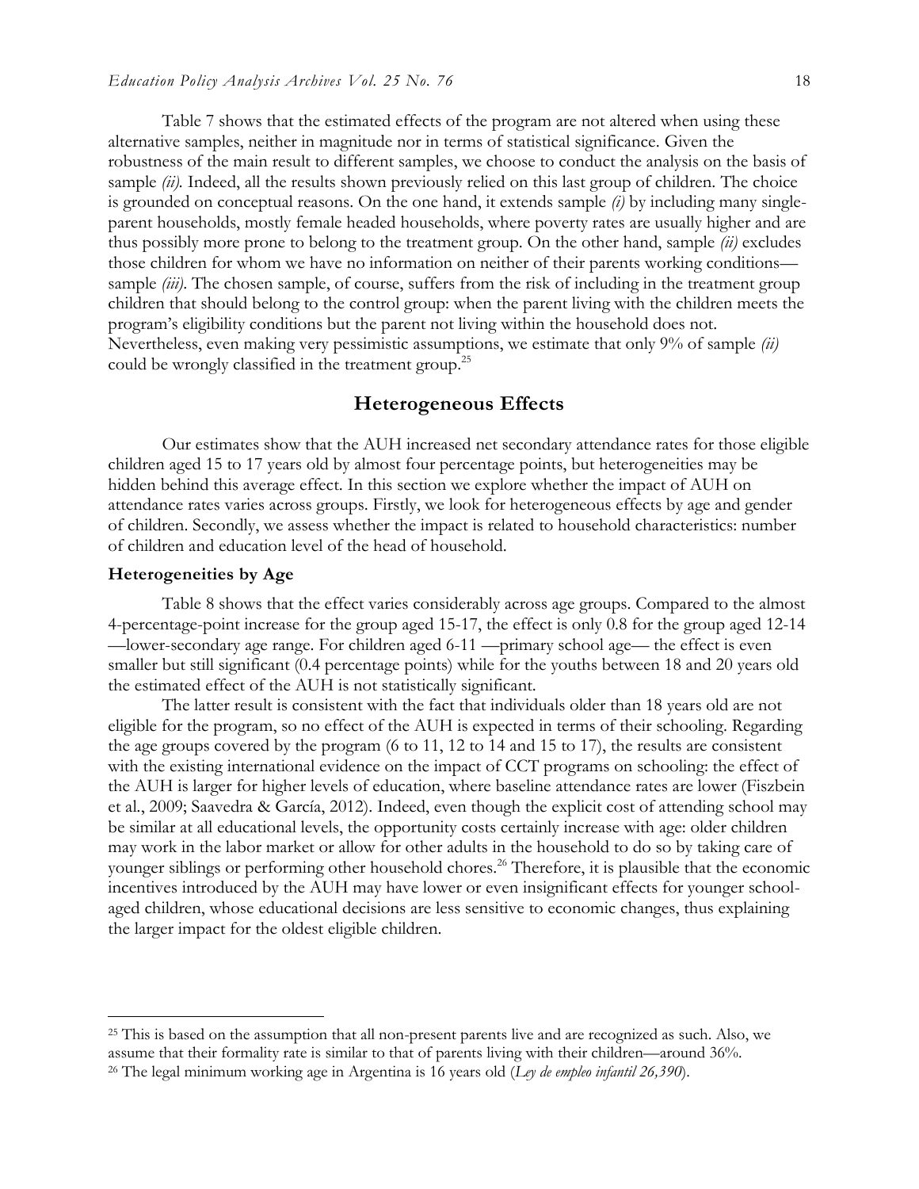Table 7 shows that the estimated effects of the program are not altered when using these alternative samples, neither in magnitude nor in terms of statistical significance. Given the robustness of the main result to different samples, we choose to conduct the analysis on the basis of sample *(ii)*. Indeed, all the results shown previously relied on this last group of children. The choice is grounded on conceptual reasons. On the one hand, it extends sample *(i)* by including many single-parent households, mostly female headed households, where poverty rates are usually higher and are thus possibly more prone to belong to the treatment group. On the other hand, sample *(ii)* excludes those children for whom we have no information on neither of their parents working conditions—sample *(iii)*. The chosen sample, of course, suffers from the risk of including in the treatment group children that should belong to the control group: when the parent living with the children meets the program's eligibility conditions but the parent not living within the household does not. Nevertheless, even making very pessimistic assumptions, we estimate that only 9% of sample *(ii)* could be wrongly classified in the treatment group.[25]

## Heterogeneous Effects

Our estimates show that the AUH increased net secondary attendance rates for those eligible children aged 15 to 17 years old by almost four percentage points, but heterogeneities may be hidden behind this average effect. In this section we explore whether the impact of AUH on attendance rates varies across groups. Firstly, we look for heterogeneous effects by age and gender of children. Secondly, we assess whether the impact is related to household characteristics: number of children and education level of the head of household.

### Heterogeneities by Age

Table 8 shows that the effect varies considerably across age groups. Compared to the almost 4-percentage-point increase for the group aged 15-17, the effect is only 0.8 for the group aged 12-14 —lower-secondary age range. For children aged 6-11 —primary school age— the effect is even smaller but still significant (0.4 percentage points) while for the youths between 18 and 20 years old the estimated effect of the AUH is not statistically significant.

The latter result is consistent with the fact that individuals older than 18 years old are not eligible for the program, so no effect of the AUH is expected in terms of their schooling. Regarding the age groups covered by the program (6 to 11, 12 to 14 and 15 to 17), the results are consistent with the existing international evidence on the impact of CCT programs on schooling: the effect of the AUH is larger for higher levels of education, where baseline attendance rates are lower (Fiszbein et al., 2009; Saavedra & García, 2012). Indeed, even though the explicit cost of attending school may be similar at all educational levels, the opportunity costs certainly increase with age: older children may work in the labor market or allow for other adults in the household to do so by taking care of younger siblings or performing other household chores.[26] Therefore, it is plausible that the economic incentives introduced by the AUH may have lower or even insignificant effects for younger school-aged children, whose educational decisions are less sensitive to economic changes, thus explaining the larger impact for the oldest eligible children.

---

[25] This is based on the assumption that all non-present parents live and are recognized as such. Also, we assume that their formality rate is similar to that of parents living with their children—around 36%.

[26] The legal minimum working age in Argentina is 16 years old (*Ley de empleo infantil 26,390*).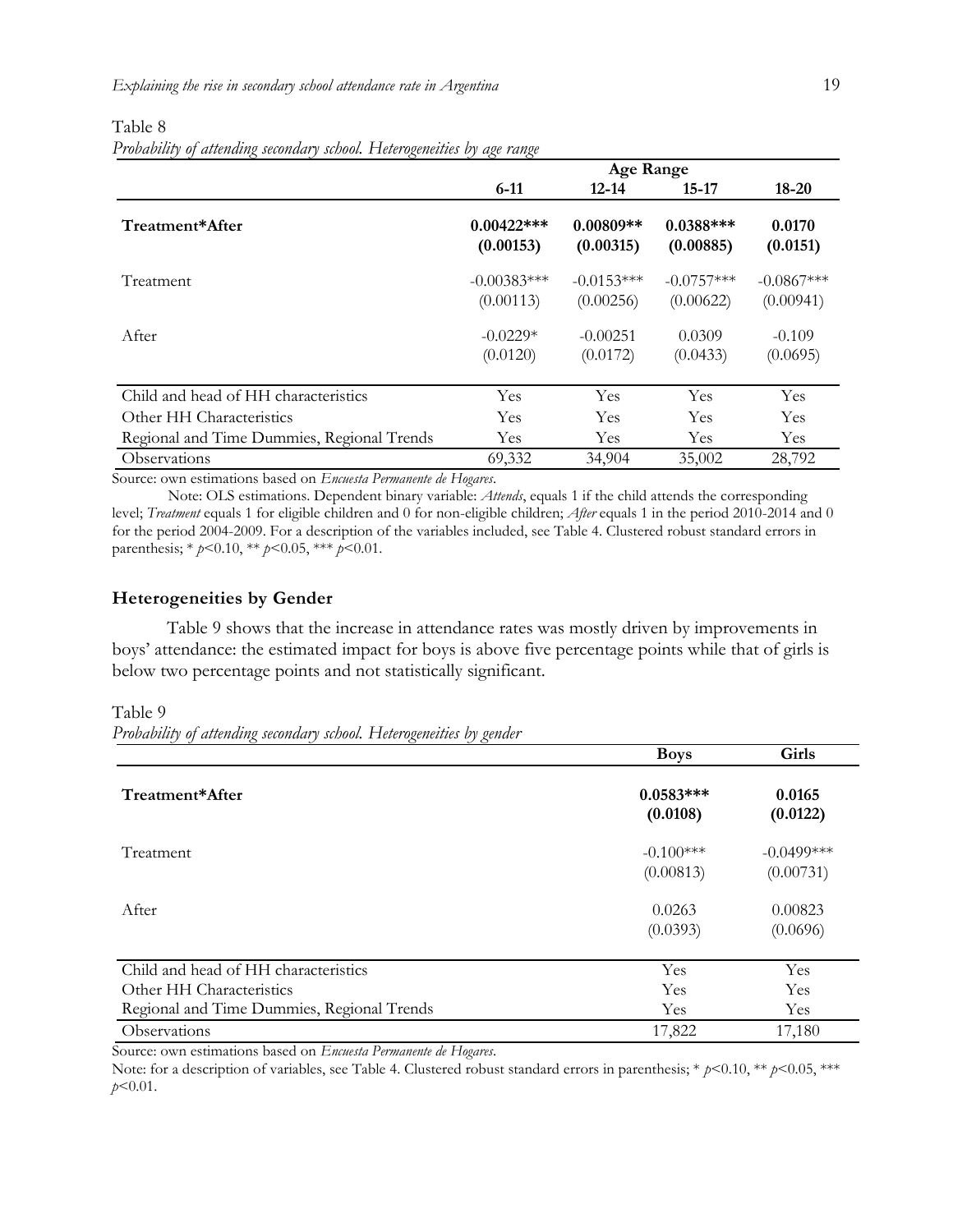Table 8

*Probability of attending secondary school. Heterogeneities by age range*

| | Age Range | | | |
|---|---|---|---|---|
| | **6-11** | **12-14** | **15-17** | **18-20** |
| **Treatment*After** | **0.00422***<br>(0.00153)** | **0.00809**<br>(0.00315)** | **0.0388***<br>(0.00885)** | **0.0170<br>(0.0151)** |
| Treatment | -0.00383***<br>(0.00113) | -0.0153***<br>(0.00256) | -0.0757***<br>(0.00622) | -0.0867***<br>(0.00941) |
| After | -0.0229*<br>(0.0120) | -0.00251<br>(0.0172) | 0.0309<br>(0.0433) | -0.109<br>(0.0695) |
| Child and head of HH characteristics | Yes | Yes | Yes | Yes |
| Other HH Characteristics | Yes | Yes | Yes | Yes |
| Regional and Time Dummies, Regional Trends | Yes | Yes | Yes | Yes |
| Observations | 69,332 | 34,904 | 35,002 | 28,792 |

Source: own estimations based on *Encuesta Permanente de Hogares*.

Note: OLS estimations. Dependent binary variable: *Attends*, equals 1 if the child attends the corresponding level; *Treatment* equals 1 for eligible children and 0 for non-eligible children; *After* equals 1 in the period 2010-2014 and 0 for the period 2004-2009. For a description of the variables included, see Table 4. Clustered robust standard errors in parenthesis; * $p$<0.10, ** $p$<0.05, *** $p$<0.01.

### Heterogeneities by Gender

Table 9 shows that the increase in attendance rates was mostly driven by improvements in boys' attendance: the estimated impact for boys is above five percentage points while that of girls is below two percentage points and not statistically significant.

Table 9

*Probability of attending secondary school. Heterogeneities by gender*

| | **Boys** | **Girls** |
|---|---|---|
| **Treatment*After** | **0.0583***<br>(0.0108)** | **0.0165<br>(0.0122)** |
| Treatment | -0.100***<br>(0.00813) | -0.0499***<br>(0.00731) |
| After | 0.0263<br>(0.0393) | 0.00823<br>(0.0696) |
| Child and head of HH characteristics | Yes | Yes |
| Other HH Characteristics | Yes | Yes |
| Regional and Time Dummies, Regional Trends | Yes | Yes |
| Observations | 17,822 | 17,180 |

Source: own estimations based on *Encuesta Permanente de Hogares*.

Note: for a description of variables, see Table 4. Clustered robust standard errors in parenthesis; * $p$<0.10, ** $p$<0.05, *** $p$<0.01.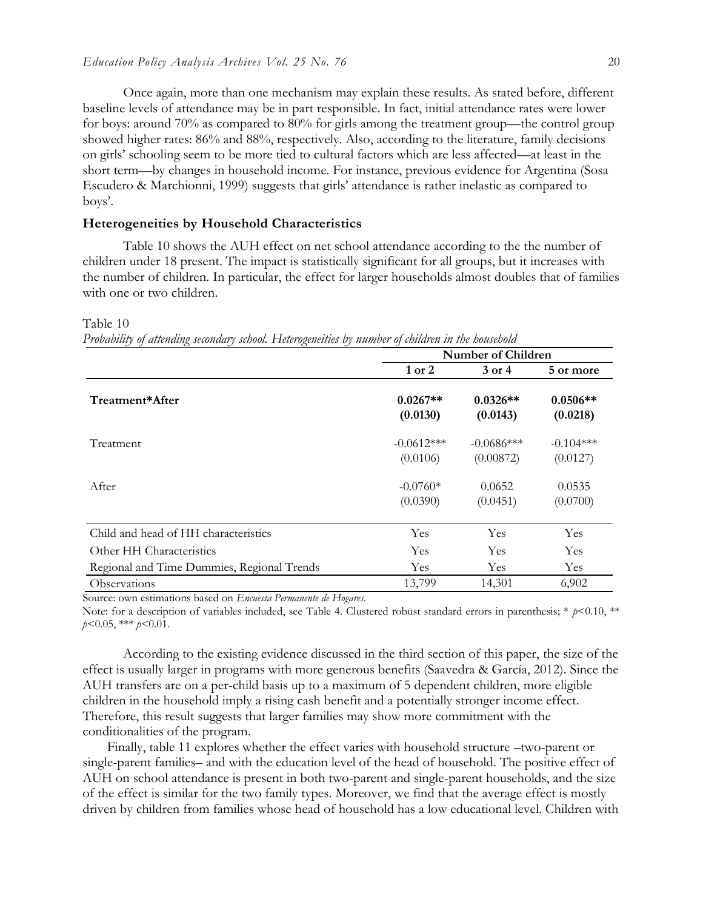Once again, more than one mechanism may explain these results. As stated before, different baseline levels of attendance may be in part responsible. In fact, initial attendance rates were lower for boys: around 70% as compared to 80% for girls among the treatment group—the control group showed higher rates: 86% and 88%, respectively. Also, according to the literature, family decisions on girls' schooling seem to be more tied to cultural factors which are less affected—at least in the short term—by changes in household income. For instance, previous evidence for Argentina (Sosa Escudero & Marchionni, 1999) suggests that girls' attendance is rather inelastic as compared to boys'.

### Heterogeneities by Household Characteristics

Table 10 shows the AUH effect on net school attendance according to the the number of children under 18 present. The impact is statistically significant for all groups, but it increases with the number of children. In particular, the effect for larger households almost doubles that of families with one or two children.

Table 10
*Probability of attending secondary school. Heterogeneities by number of children in the household*

| | Number of Children | | |
|---|---|---|---|
| | 1 or 2 | 3 or 4 | 5 or more |
| **Treatment*After** | **0.0267**** | **0.0326**** | **0.0506**** |
| | **(0.0130)** | **(0.0143)** | **(0.0218)** |
| Treatment | -0.0612*** | -0.0686*** | -0.104*** |
| | (0.0106) | (0.00872) | (0.0127) |
| After | -0.0760* | 0.0652 | 0.0535 |
| | (0.0390) | (0.0451) | (0.0700) |
| Child and head of HH characteristics | Yes | Yes | Yes |
| Other HH Characteristics | Yes | Yes | Yes |
| Regional and Time Dummies, Regional Trends | Yes | Yes | Yes |
| Observations | 13,799 | 14,301 | 6,902 |

Source: own estimations based on *Encuesta Permanente de Hogares*.
Note: for a description of variables included, see Table 4. Clustered robust standard errors in parenthesis; * $p$<0.10, ** $p$<0.05, *** $p$<0.01.

According to the existing evidence discussed in the third section of this paper, the size of the effect is usually larger in programs with more generous benefits (Saavedra & García, 2012). Since the AUH transfers are on a per-child basis up to a maximum of 5 dependent children, more eligible children in the household imply a rising cash benefit and a potentially stronger income effect. Therefore, this result suggests that larger families may show more commitment with the conditionalities of the program.

Finally, table 11 explores whether the effect varies with household structure –two-parent or single-parent families– and with the education level of the head of household. The positive effect of AUH on school attendance is present in both two-parent and single-parent households, and the size of the effect is similar for the two family types. Moreover, we find that the average effect is mostly driven by children from families whose head of household has a low educational level. Children with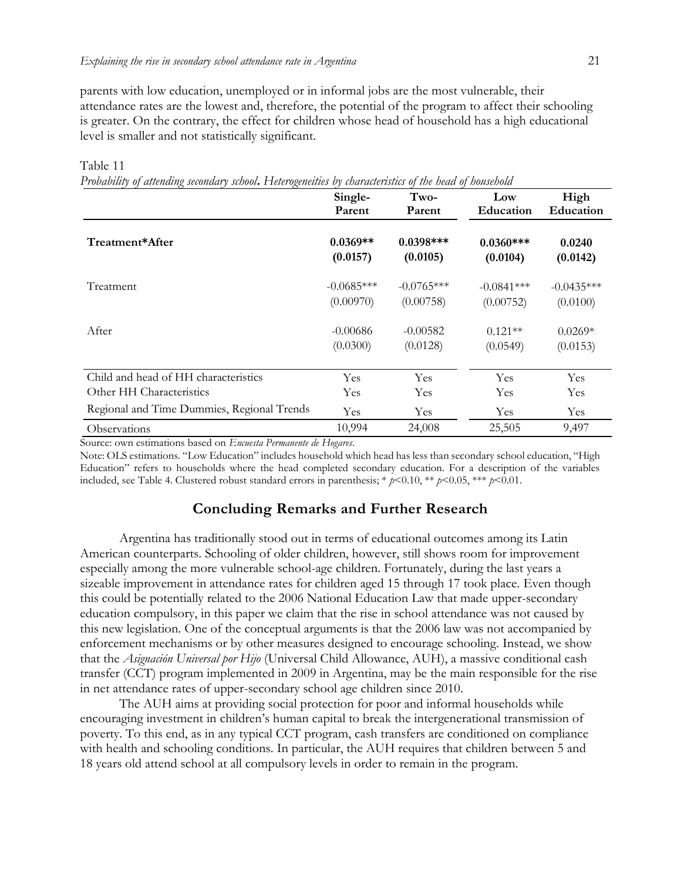parents with low education, unemployed or in informal jobs are the most vulnerable, their attendance rates are the lowest and, therefore, the potential of the program to affect their schooling is greater. On the contrary, the effect for children whose head of household has a high educational level is smaller and not statistically significant.

Table 11

*Probability of attending secondary school. Heterogeneities by characteristics of the head of household*

| | Single-Parent | Two-Parent | Low Education | High Education |
|---|---|---|---|---|
| **Treatment*After** | **0.0369**** | **0.0398***** | **0.0360***** | **0.0240** |
| | **(0.0157)** | **(0.0105)** | **(0.0104)** | **(0.0142)** |
| Treatment | -0.0685*** | -0.0765*** | -0.0841*** | -0.0435*** |
| | (0.00970) | (0.00758) | (0.00752) | (0.0100) |
| After | -0.00686 | -0.00582 | 0.121** | 0.0269* |
| | (0.0300) | (0.0128) | (0.0549) | (0.0153) |
| Child and head of HH characteristics | Yes | Yes | Yes | Yes |
| Other HH Characteristics | Yes | Yes | Yes | Yes |
| Regional and Time Dummies, Regional Trends | Yes | Yes | Yes | Yes |
| Observations | 10,994 | 24,008 | 25,505 | 9,497 |

Source: own estimations based on *Encuesta Permanente de Hogares*.

Note: OLS estimations. "Low Education" includes household which head has less than secondary school education, "High Education" refers to households where the head completed secondary education. For a description of the variables included, see Table 4. Clustered robust standard errors in parenthesis; * $p$<0.10, ** $p$<0.05, *** $p$<0.01.

## Concluding Remarks and Further Research

Argentina has traditionally stood out in terms of educational outcomes among its Latin American counterparts. Schooling of older children, however, still shows room for improvement especially among the more vulnerable school-age children. Fortunately, during the last years a sizeable improvement in attendance rates for children aged 15 through 17 took place. Even though this could be potentially related to the 2006 National Education Law that made upper-secondary education compulsory, in this paper we claim that the rise in school attendance was not caused by this new legislation. One of the conceptual arguments is that the 2006 law was not accompanied by enforcement mechanisms or by other measures designed to encourage schooling. Instead, we show that the *Asignación Universal por Hijo* (Universal Child Allowance, AUH), a massive conditional cash transfer (CCT) program implemented in 2009 in Argentina, may be the main responsible for the rise in net attendance rates of upper-secondary school age children since 2010.

The AUH aims at providing social protection for poor and informal households while encouraging investment in children's human capital to break the intergenerational transmission of poverty. To this end, as in any typical CCT program, cash transfers are conditioned on compliance with health and schooling conditions. In particular, the AUH requires that children between 5 and 18 years old attend school at all compulsory levels in order to remain in the program.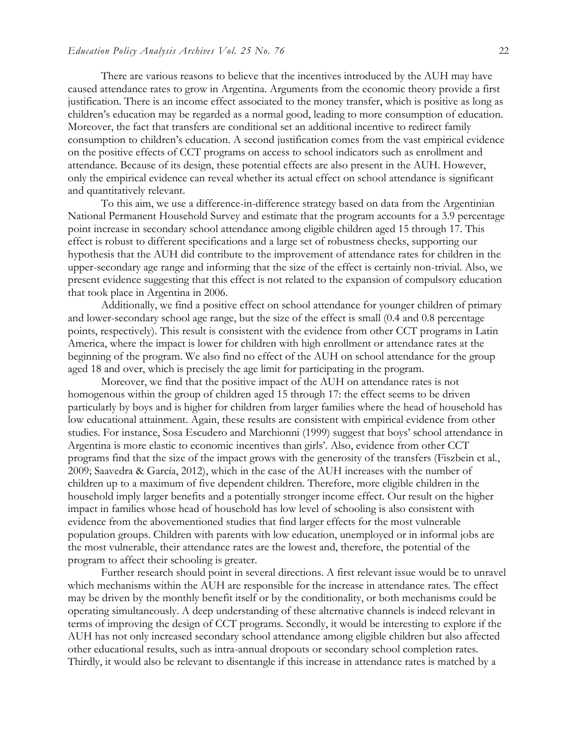There are various reasons to believe that the incentives introduced by the AUH may have caused attendance rates to grow in Argentina. Arguments from the economic theory provide a first justification. There is an income effect associated to the money transfer, which is positive as long as children's education may be regarded as a normal good, leading to more consumption of education. Moreover, the fact that transfers are conditional set an additional incentive to redirect family consumption to children's education. A second justification comes from the vast empirical evidence on the positive effects of CCT programs on access to school indicators such as enrollment and attendance. Because of its design, these potential effects are also present in the AUH. However, only the empirical evidence can reveal whether its actual effect on school attendance is significant and quantitatively relevant.

To this aim, we use a difference-in-difference strategy based on data from the Argentinian National Permanent Household Survey and estimate that the program accounts for a 3.9 percentage point increase in secondary school attendance among eligible children aged 15 through 17. This effect is robust to different specifications and a large set of robustness checks, supporting our hypothesis that the AUH did contribute to the improvement of attendance rates for children in the upper-secondary age range and informing that the size of the effect is certainly non-trivial. Also, we present evidence suggesting that this effect is not related to the expansion of compulsory education that took place in Argentina in 2006.

Additionally, we find a positive effect on school attendance for younger children of primary and lower-secondary school age range, but the size of the effect is small (0.4 and 0.8 percentage points, respectively). This result is consistent with the evidence from other CCT programs in Latin America, where the impact is lower for children with high enrollment or attendance rates at the beginning of the program. We also find no effect of the AUH on school attendance for the group aged 18 and over, which is precisely the age limit for participating in the program.

Moreover, we find that the positive impact of the AUH on attendance rates is not homogenous within the group of children aged 15 through 17: the effect seems to be driven particularly by boys and is higher for children from larger families where the head of household has low educational attainment. Again, these results are consistent with empirical evidence from other studies. For instance, Sosa Escudero and Marchionni (1999) suggest that boys' school attendance in Argentina is more elastic to economic incentives than girls'. Also, evidence from other CCT programs find that the size of the impact grows with the generosity of the transfers (Fiszbein et al., 2009; Saavedra & García, 2012), which in the case of the AUH increases with the number of children up to a maximum of five dependent children. Therefore, more eligible children in the household imply larger benefits and a potentially stronger income effect. Our result on the higher impact in families whose head of household has low level of schooling is also consistent with evidence from the abovementioned studies that find larger effects for the most vulnerable population groups. Children with parents with low education, unemployed or in informal jobs are the most vulnerable, their attendance rates are the lowest and, therefore, the potential of the program to affect their schooling is greater.

Further research should point in several directions. A first relevant issue would be to unravel which mechanisms within the AUH are responsible for the increase in attendance rates. The effect may be driven by the monthly benefit itself or by the conditionality, or both mechanisms could be operating simultaneously. A deep understanding of these alternative channels is indeed relevant in terms of improving the design of CCT programs. Secondly, it would be interesting to explore if the AUH has not only increased secondary school attendance among eligible children but also affected other educational results, such as intra-annual dropouts or secondary school completion rates. Thirdly, it would also be relevant to disentangle if this increase in attendance rates is matched by a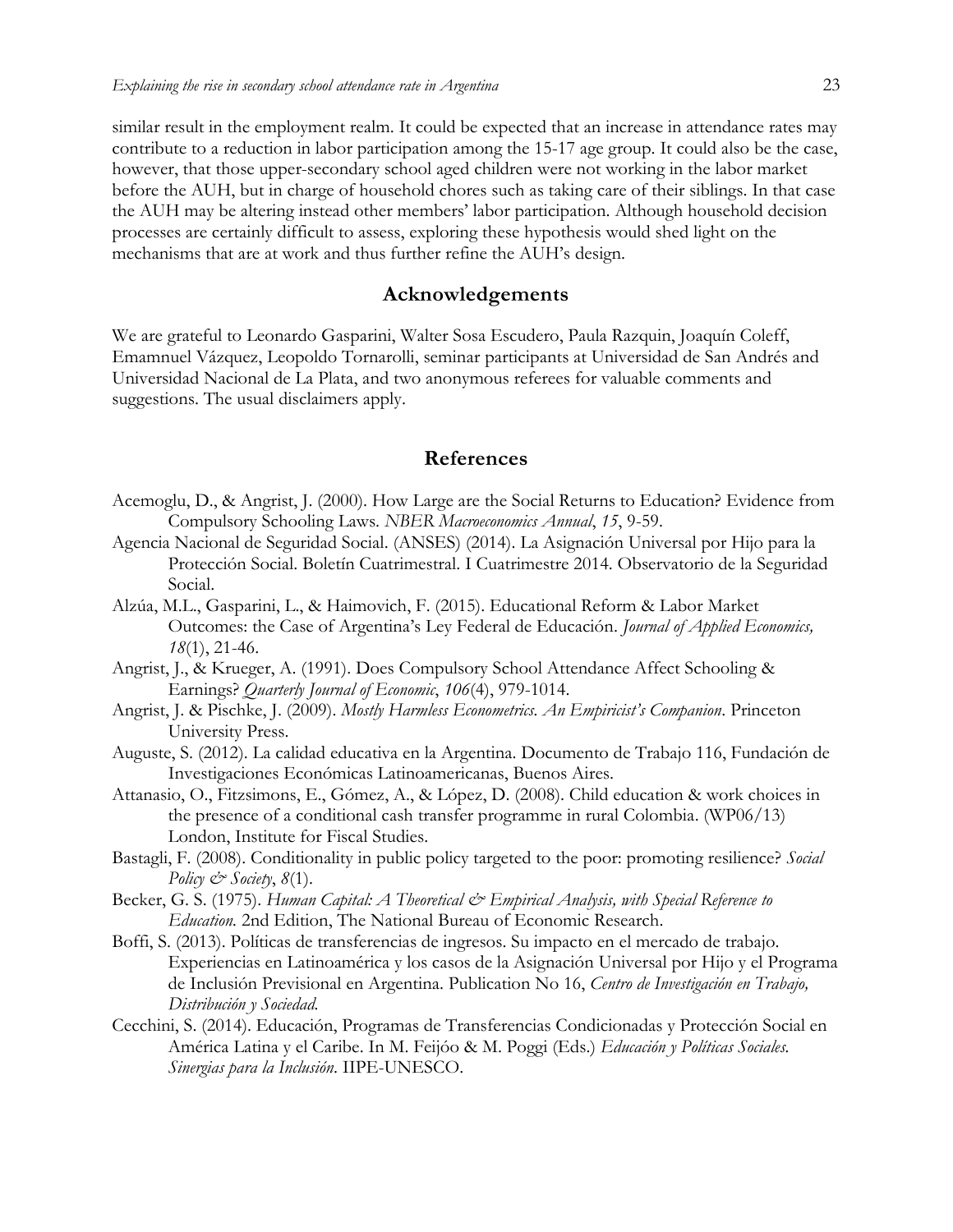similar result in the employment realm. It could be expected that an increase in attendance rates may contribute to a reduction in labor participation among the 15-17 age group. It could also be the case, however, that those upper-secondary school aged children were not working in the labor market before the AUH, but in charge of household chores such as taking care of their siblings. In that case the AUH may be altering instead other members' labor participation. Although household decision processes are certainly difficult to assess, exploring these hypothesis would shed light on the mechanisms that are at work and thus further refine the AUH's design.

## Acknowledgements

We are grateful to Leonardo Gasparini, Walter Sosa Escudero, Paula Razquin, Joaquín Coleff, Emamnuel Vázquez, Leopoldo Tornarolli, seminar participants at Universidad de San Andrés and Universidad Nacional de La Plata, and two anonymous referees for valuable comments and suggestions. The usual disclaimers apply.

## References

Acemoglu, D., & Angrist, J. (2000). How Large are the Social Returns to Education? Evidence from Compulsory Schooling Laws. *NBER Macroeconomics Annual*, *15*, 9-59.

Agencia Nacional de Seguridad Social. (ANSES) (2014). La Asignación Universal por Hijo para la Protección Social. Boletín Cuatrimestral. I Cuatrimestre 2014. Observatorio de la Seguridad Social.

Alzúa, M.L., Gasparini, L., & Haimovich, F. (2015). Educational Reform & Labor Market Outcomes: the Case of Argentina's Ley Federal de Educación. *Journal of Applied Economics, 18*(1), 21-46.

Angrist, J., & Krueger, A. (1991). Does Compulsory School Attendance Affect Schooling & Earnings? *Quarterly Journal of Economic*, *106*(4), 979-1014.

Angrist, J. & Pischke, J. (2009). *Mostly Harmless Econometrics. An Empiricist's Companion*. Princeton University Press.

Auguste, S. (2012). La calidad educativa en la Argentina. Documento de Trabajo 116, Fundación de Investigaciones Económicas Latinoamericanas, Buenos Aires.

Attanasio, O., Fitzsimons, E., Gómez, A., & López, D. (2008). Child education & work choices in the presence of a conditional cash transfer programme in rural Colombia. (WP06/13) London, Institute for Fiscal Studies.

Bastagli, F. (2008). Conditionality in public policy targeted to the poor: promoting resilience? *Social Policy & Society*, *8*(1).

Becker, G. S. (1975). *Human Capital: A Theoretical & Empirical Analysis, with Special Reference to Education.* 2nd Edition, The National Bureau of Economic Research.

Boffi, S. (2013). Políticas de transferencias de ingresos. Su impacto en el mercado de trabajo. Experiencias en Latinoamérica y los casos de la Asignación Universal por Hijo y el Programa de Inclusión Previsional en Argentina. Publication No 16, *Centro de Investigación en Trabajo, Distribución y Sociedad.*

Cecchini, S. (2014). Educación, Programas de Transferencias Condicionadas y Protección Social en América Latina y el Caribe. In M. Feijóo & M. Poggi (Eds.) *Educación y Políticas Sociales. Sinergias para la Inclusión*. IIPE-UNESCO.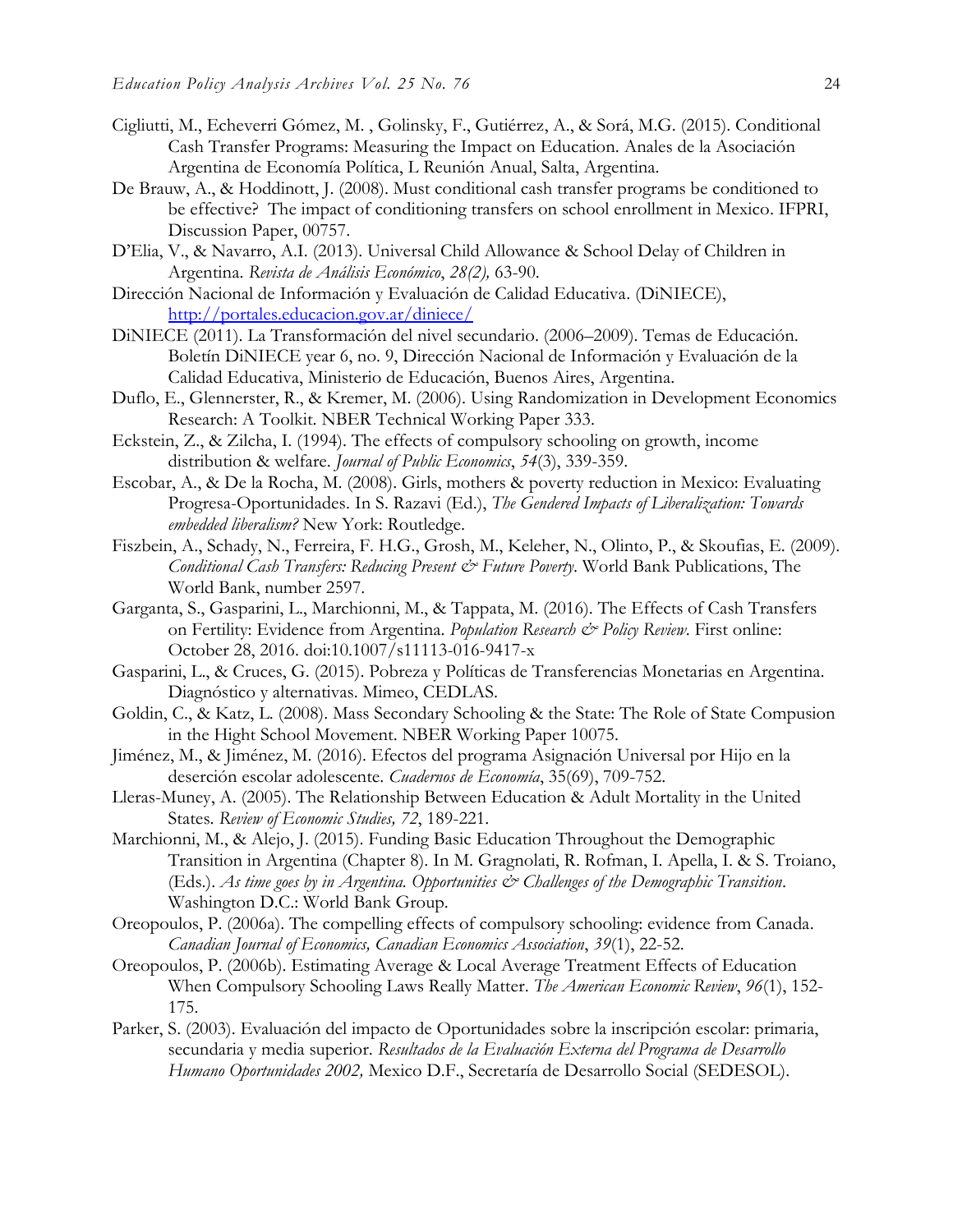Cigliutti, M., Echeverri Gómez, M. , Golinsky, F., Gutiérrez, A., & Sorá, M.G. (2015). Conditional Cash Transfer Programs: Measuring the Impact on Education. Anales de la Asociación Argentina de Economía Política, L Reunión Anual, Salta, Argentina.

De Brauw, A., & Hoddinott, J. (2008). Must conditional cash transfer programs be conditioned to be effective? The impact of conditioning transfers on school enrollment in Mexico. IFPRI, Discussion Paper, 00757.

D'Elia, V., & Navarro, A.I. (2013). Universal Child Allowance & School Delay of Children in Argentina. *Revista de Análisis Económico*, *28(2),* 63-90.

Dirección Nacional de Información y Evaluación de Calidad Educativa. (DiNIECE), http://portales.educacion.gov.ar/diniece/

DiNIECE (2011). La Transformación del nivel secundario. (2006–2009). Temas de Educación. Boletín DiNIECE year 6, no. 9, Dirección Nacional de Información y Evaluación de la Calidad Educativa, Ministerio de Educación, Buenos Aires, Argentina.

Duflo, E., Glennerster, R., & Kremer, M. (2006). Using Randomization in Development Economics Research: A Toolkit. NBER Technical Working Paper 333.

Eckstein, Z., & Zilcha, I. (1994). The effects of compulsory schooling on growth, income distribution & welfare. *Journal of Public Economics*, *54*(3), 339-359.

Escobar, A., & De la Rocha, M. (2008). Girls, mothers & poverty reduction in Mexico: Evaluating Progresa-Oportunidades. In S. Razavi (Ed.), *The Gendered Impacts of Liberalization: Towards embedded liberalism?* New York: Routledge.

Fiszbein, A., Schady, N., Ferreira, F. H.G., Grosh, M., Keleher, N., Olinto, P., & Skoufias, E. (2009). *Conditional Cash Transfers: Reducing Present & Future Poverty*. World Bank Publications, The World Bank, number 2597.

Garganta, S., Gasparini, L., Marchionni, M., & Tappata, M. (2016). The Effects of Cash Transfers on Fertility: Evidence from Argentina. *Population Research & Policy Review*. First online: October 28, 2016. doi:10.1007/s11113-016-9417-x

Gasparini, L., & Cruces, G. (2015). Pobreza y Políticas de Transferencias Monetarias en Argentina. Diagnóstico y alternativas. Mimeo, CEDLAS.

Goldin, C., & Katz, L. (2008). Mass Secondary Schooling & the State: The Role of State Compusion in the Hight School Movement. NBER Working Paper 10075.

Jiménez, M., & Jiménez, M. (2016). Efectos del programa Asignación Universal por Hijo en la deserción escolar adolescente. *Cuadernos de Economía*, 35(69), 709-752.

Lleras-Muney, A. (2005). The Relationship Between Education & Adult Mortality in the United States. *Review of Economic Studies, 72*, 189-221.

Marchionni, M., & Alejo, J. (2015). Funding Basic Education Throughout the Demographic Transition in Argentina (Chapter 8). In M. Gragnolati, R. Rofman, I. Apella, I. & S. Troiano, (Eds.). *As time goes by in Argentina. Opportunities & Challenges of the Demographic Transition*. Washington D.C.: World Bank Group.

Oreopoulos, P. (2006a). The compelling effects of compulsory schooling: evidence from Canada. *Canadian Journal of Economics, Canadian Economics Association*, *39*(1), 22-52.

Oreopoulos, P. (2006b). Estimating Average & Local Average Treatment Effects of Education When Compulsory Schooling Laws Really Matter. *The American Economic Review*, *96*(1), 152-175.

Parker, S. (2003). Evaluación del impacto de Oportunidades sobre la inscripción escolar: primaria, secundaria y media superior. *Resultados de la Evaluación Externa del Programa de Desarrollo Humano Oportunidades 2002,* Mexico D.F., Secretaría de Desarrollo Social (SEDESOL).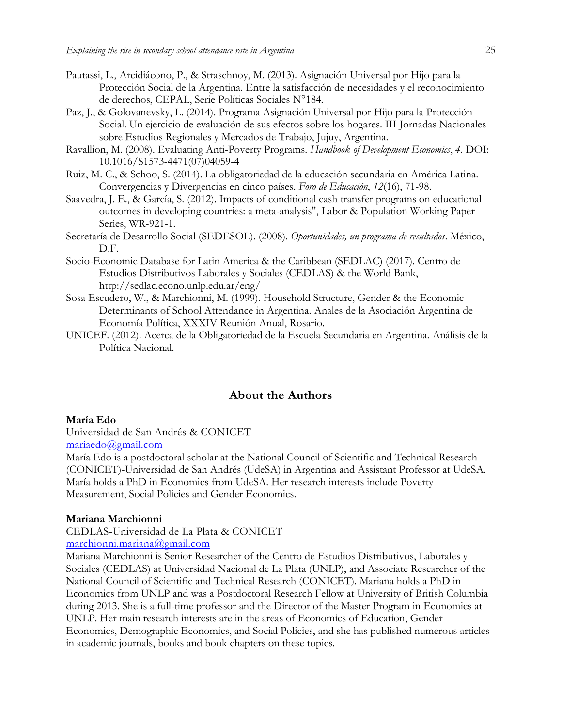Pautassi, L., Arcidiácono, P., & Straschnoy, M. (2013). Asignación Universal por Hijo para la Protección Social de la Argentina. Entre la satisfacción de necesidades y el reconocimiento de derechos, CEPAL, Serie Políticas Sociales N°184.

Paz, J., & Golovanevsky, L. (2014). Programa Asignación Universal por Hijo para la Protección Social. Un ejercicio de evaluación de sus efectos sobre los hogares. III Jornadas Nacionales sobre Estudios Regionales y Mercados de Trabajo, Jujuy, Argentina.

Ravallion, M. (2008). Evaluating Anti-Poverty Programs. *Handbook of Development Economics*, *4*. DOI: 10.1016/S1573-4471(07)04059-4

Ruiz, M. C., & Schoo, S. (2014). La obligatoriedad de la educación secundaria en América Latina. Convergencias y Divergencias en cinco países. *Foro de Educación*, *12*(16), 71-98.

Saavedra, J. E., & García, S. (2012). Impacts of conditional cash transfer programs on educational outcomes in developing countries: a meta-analysis", Labor & Population Working Paper Series, WR-921-1.

Secretaría de Desarrollo Social (SEDESOL). (2008). *Oportunidades, un programa de resultados*. México, D.F.

Socio-Economic Database for Latin America & the Caribbean (SEDLAC) (2017). Centro de Estudios Distributivos Laborales y Sociales (CEDLAS) & the World Bank, http://sedlac.econo.unlp.edu.ar/eng/

Sosa Escudero, W., & Marchionni, M. (1999). Household Structure, Gender & the Economic Determinants of School Attendance in Argentina. Anales de la Asociación Argentina de Economía Política, XXXIV Reunión Anual, Rosario.

UNICEF. (2012). Acerca de la Obligatoriedad de la Escuela Secundaria en Argentina. Análisis de la Política Nacional.

## About the Authors

**María Edo**
Universidad de San Andrés & CONICET
mariaedo@gmail.com
María Edo is a postdoctoral scholar at the National Council of Scientific and Technical Research (CONICET)-Universidad de San Andrés (UdeSA) in Argentina and Assistant Professor at UdeSA. María holds a PhD in Economics from UdeSA. Her research interests include Poverty Measurement, Social Policies and Gender Economics.

**Mariana Marchionni**
CEDLAS-Universidad de La Plata & CONICET
marchionni.mariana@gmail.com
Mariana Marchionni is Senior Researcher of the Centro de Estudios Distributivos, Laborales y Sociales (CEDLAS) at Universidad Nacional de La Plata (UNLP), and Associate Researcher of the National Council of Scientific and Technical Research (CONICET). Mariana holds a PhD in Economics from UNLP and was a Postdoctoral Research Fellow at University of British Columbia during 2013. She is a full-time professor and the Director of the Master Program in Economics at UNLP. Her main research interests are in the areas of Economics of Education, Gender Economics, Demographic Economics, and Social Policies, and she has published numerous articles in academic journals, books and book chapters on these topics.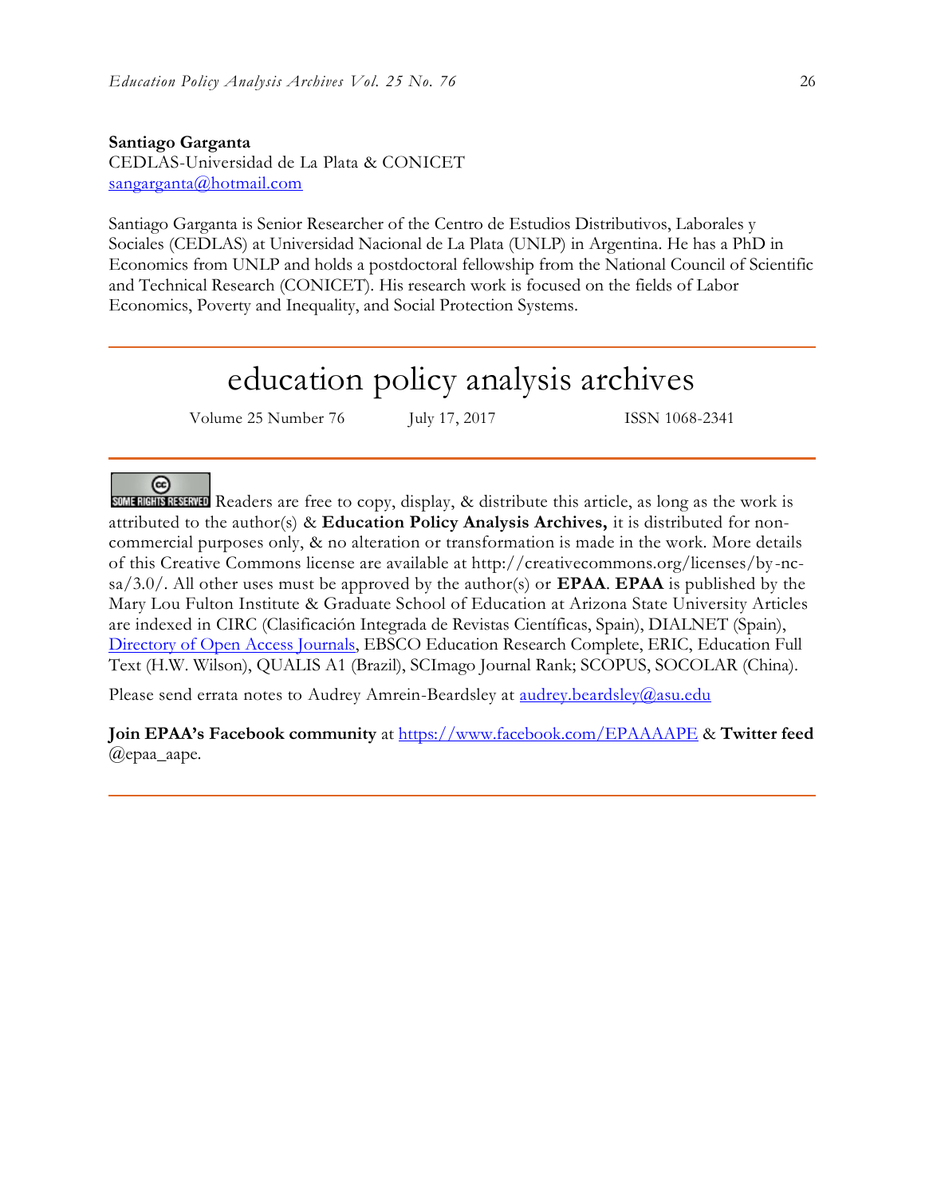**Santiago Garganta**
CEDLAS-Universidad de La Plata & CONICET
sangarganta@hotmail.com

Santiago Garganta is Senior Researcher of the Centro de Estudios Distributivos, Laborales y Sociales (CEDLAS) at Universidad Nacional de La Plata (UNLP) in Argentina. He has a PhD in Economics from UNLP and holds a postdoctoral fellowship from the National Council of Scientific and Technical Research (CONICET). His research work is focused on the fields of Labor Economics, Poverty and Inequality, and Social Protection Systems.

---

# education policy analysis archives

Volume 25 Number 76 July 17, 2017 ISSN 1068-2341

---

Readers are free to copy, display, & distribute this article, as long as the work is attributed to the author(s) & **Education Policy Analysis Archives,** it is distributed for non-commercial purposes only, & no alteration or transformation is made in the work. More details of this Creative Commons license are available at http://creativecommons.org/licenses/by-nc-sa/3.0/. All other uses must be approved by the author(s) or **EPAA**. **EPAA** is published by the Mary Lou Fulton Institute & Graduate School of Education at Arizona State University Articles are indexed in CIRC (Clasificación Integrada de Revistas Científicas, Spain), DIALNET (Spain), Directory of Open Access Journals, EBSCO Education Research Complete, ERIC, Education Full Text (H.W. Wilson), QUALIS A1 (Brazil), SCImago Journal Rank; SCOPUS, SOCOLAR (China).

Please send errata notes to Audrey Amrein-Beardsley at audrey.beardsley@asu.edu

**Join EPAA's Facebook community** at https://www.facebook.com/EPAAAAPE & **Twitter feed** @epaa_aape.

---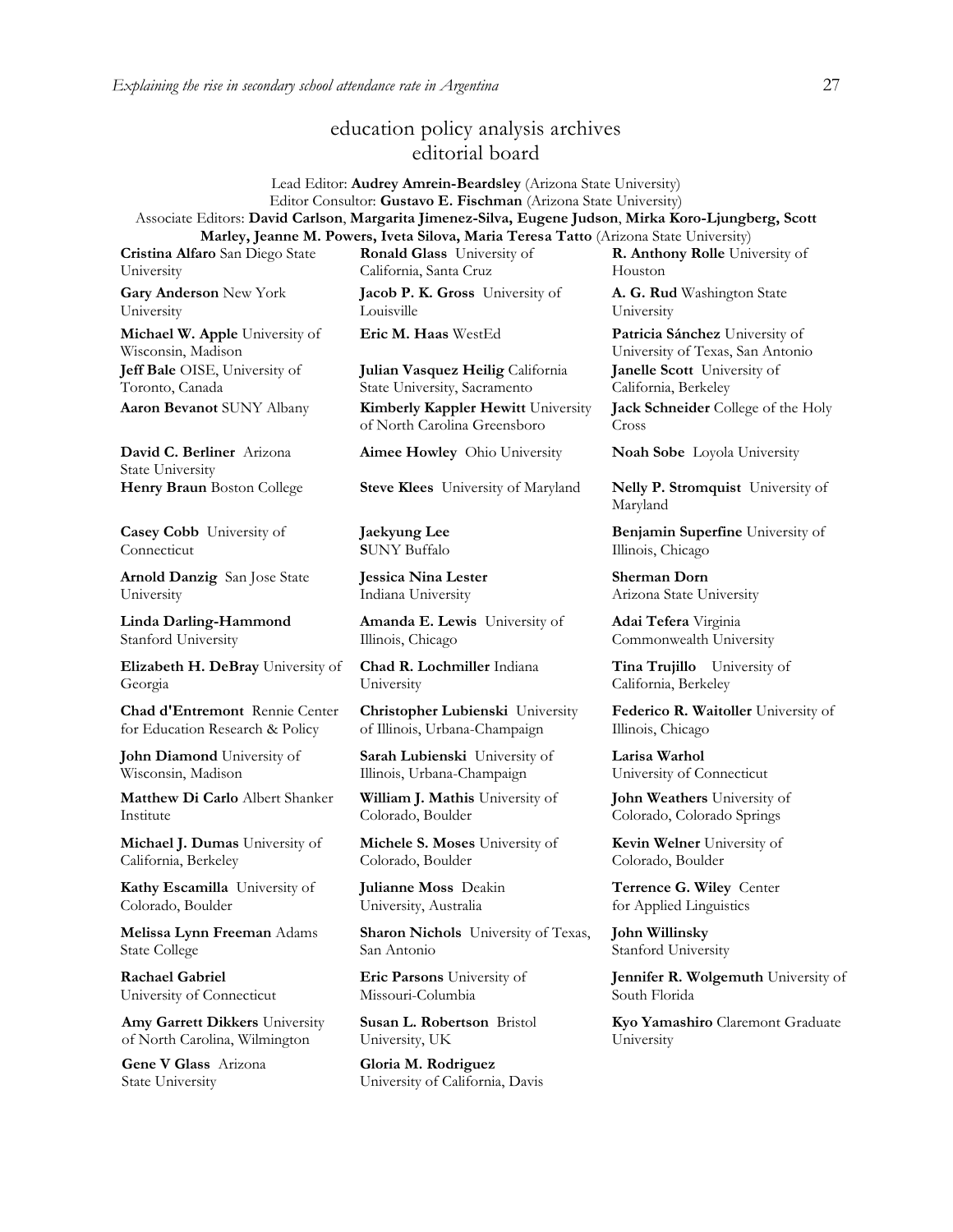# education policy analysis archives
## editorial board

Lead Editor: **Audrey Amrein-Beardsley** (Arizona State University)
Editor Consultor: **Gustavo E. Fischman** (Arizona State University)
Associate Editors: **David Carlson**, **Margarita Jimenez-Silva, Eugene Judson**, **Mirka Koro-Ljungberg, Scott Marley, Jeanne M. Powers, Iveta Silova, Maria Teresa Tatto** (Arizona State University)

**Cristina Alfaro** San Diego State University

**Gary Anderson** New York University

**Michael W. Apple** University of Wisconsin, Madison

**Jeff Bale** OISE, University of Toronto, Canada

**Aaron Bevanot** SUNY Albany

**David C. Berliner** Arizona State University

**Henry Braun** Boston College

**Casey Cobb** University of Connecticut

**Arnold Danzig** San Jose State University

**Linda Darling-Hammond** Stanford University

**Elizabeth H. DeBray** University of Georgia

**Chad d'Entremont** Rennie Center for Education Research & Policy

**John Diamond** University of Wisconsin, Madison

**Matthew Di Carlo** Albert Shanker Institute

**Michael J. Dumas** University of California, Berkeley

**Kathy Escamilla** University of Colorado, Boulder

**Melissa Lynn Freeman** Adams State College

**Rachael Gabriel** University of Connecticut

**Amy Garrett Dikkers** University of North Carolina, Wilmington

**Gene V Glass** Arizona State University

**Ronald Glass** University of California, Santa Cruz

**Jacob P. K. Gross** University of Louisville

**Eric M. Haas** WestEd

**Julian Vasquez Heilig** California State University, Sacramento

**Kimberly Kappler Hewitt** University of North Carolina Greensboro

**Aimee Howley** Ohio University

**Steve Klees** University of Maryland

**Jaekyung Lee** **S**UNY Buffalo

**Jessica Nina Lester** Indiana University

**Amanda E. Lewis** University of Illinois, Chicago

**Chad R. Lochmiller** Indiana University

**Christopher Lubienski** University of Illinois, Urbana-Champaign

**Sarah Lubienski** University of Illinois, Urbana-Champaign

**William J. Mathis** University of Colorado, Boulder

**Michele S. Moses** University of Colorado, Boulder

**Julianne Moss** Deakin University, Australia

**Sharon Nichols** University of Texas, San Antonio

**Eric Parsons** University of Missouri-Columbia

**Susan L. Robertson** Bristol University, UK

**Gloria M. Rodriguez** University of California, Davis

**R. Anthony Rolle** University of Houston

**A. G. Rud** Washington State University

**Patricia Sánchez** University of University of Texas, San Antonio

**Janelle Scott** University of California, Berkeley

**Jack Schneider** College of the Holy Cross

**Noah Sobe** Loyola University

**Nelly P. Stromquist** University of Maryland

**Benjamin Superfine** University of Illinois, Chicago

**Sherman Dorn** Arizona State University

**Adai Tefera** Virginia Commonwealth University

**Tina Trujillo** University of California, Berkeley

**Federico R. Waitoller** University of Illinois, Chicago

**Larisa Warhol** University of Connecticut

**John Weathers** University of Colorado, Colorado Springs

**Kevin Welner** University of Colorado, Boulder

**Terrence G. Wiley** Center for Applied Linguistics

**John Willinsky** Stanford University

**Jennifer R. Wolgemuth** University of South Florida

**Kyo Yamashiro** Claremont Graduate University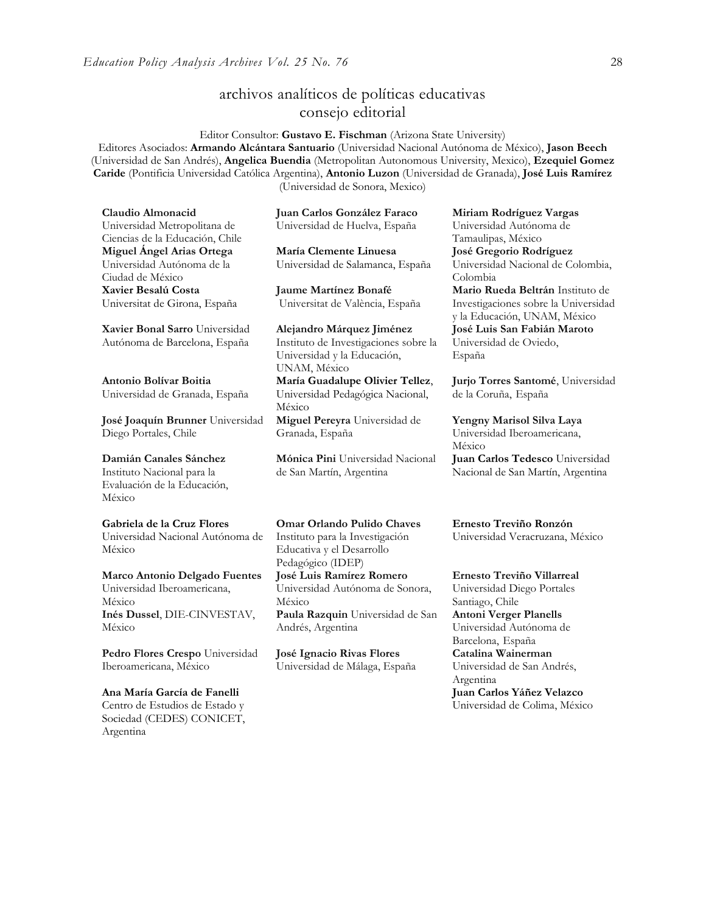# archivos analíticos de políticas educativas
## consejo editorial

Editor Consultor: **Gustavo E. Fischman** (Arizona State University)
Editores Asociados: **Armando Alcántara Santuario** (Universidad Nacional Autónoma de México), **Jason Beech** (Universidad de San Andrés), **Angelica Buendia** (Metropolitan Autonomous University, Mexico), **Ezequiel Gomez Caride** (Pontificia Universidad Católica Argentina), **Antonio Luzon** (Universidad de Granada), **José Luis Ramírez** (Universidad de Sonora, Mexico)

**Claudio Almonacid**
Universidad Metropolitana de Ciencias de la Educación, Chile

**Miguel Ángel Arias Ortega**
Universidad Autónoma de la Ciudad de México

**Xavier Besalú Costa**
Universitat de Girona, España

**Xavier Bonal Sarro** Universidad Autónoma de Barcelona, España

**Antonio Bolívar Boitia**
Universidad de Granada, España

**José Joaquín Brunner** Universidad Diego Portales, Chile

**Damián Canales Sánchez**
Instituto Nacional para la Evaluación de la Educación, México

**Gabriela de la Cruz Flores**
Universidad Nacional Autónoma de México

**Marco Antonio Delgado Fuentes**
Universidad Iberoamericana, México

**Inés Dussel**, DIE-CINVESTAV, México

**Pedro Flores Crespo** Universidad Iberoamericana, México

**Ana María García de Fanelli**
Centro de Estudios de Estado y Sociedad (CEDES) CONICET, Argentina

**Juan Carlos González Faraco**
Universidad de Huelva, España

**María Clemente Linuesa**
Universidad de Salamanca, España

**Jaume Martínez Bonafé**
Universitat de València, España

**Alejandro Márquez Jiménez**
Instituto de Investigaciones sobre la Universidad y la Educación, UNAM, México

**María Guadalupe Olivier Tellez**, Universidad Pedagógica Nacional, México

**Miguel Pereyra** Universidad de Granada, España

**Mónica Pini** Universidad Nacional de San Martín, Argentina

**Omar Orlando Pulido Chaves**
Instituto para la Investigación Educativa y el Desarrollo Pedagógico (IDEP)

**José Luis Ramírez Romero**
Universidad Autónoma de Sonora, México

**Paula Razquin** Universidad de San Andrés, Argentina

**José Ignacio Rivas Flores**
Universidad de Málaga, España

**Miriam Rodríguez Vargas**
Universidad Autónoma de Tamaulipas, México

**José Gregorio Rodríguez**
Universidad Nacional de Colombia, Colombia

**Mario Rueda Beltrán** Instituto de Investigaciones sobre la Universidad y la Educación, UNAM, México

**José Luis San Fabián Maroto**
Universidad de Oviedo, España

**Jurjo Torres Santomé**, Universidad de la Coruña, España

**Yengny Marisol Silva Laya**
Universidad Iberoamericana, México

**Juan Carlos Tedesco** Universidad Nacional de San Martín, Argentina

**Ernesto Treviño Ronzón**
Universidad Veracruzana, México

**Ernesto Treviño Villarreal**
Universidad Diego Portales Santiago, Chile

**Antoni Verger Planells**
Universidad Autónoma de Barcelona, España

**Catalina Wainerman**
Universidad de San Andrés, Argentina

**Juan Carlos Yáñez Velazco**
Universidad de Colima, México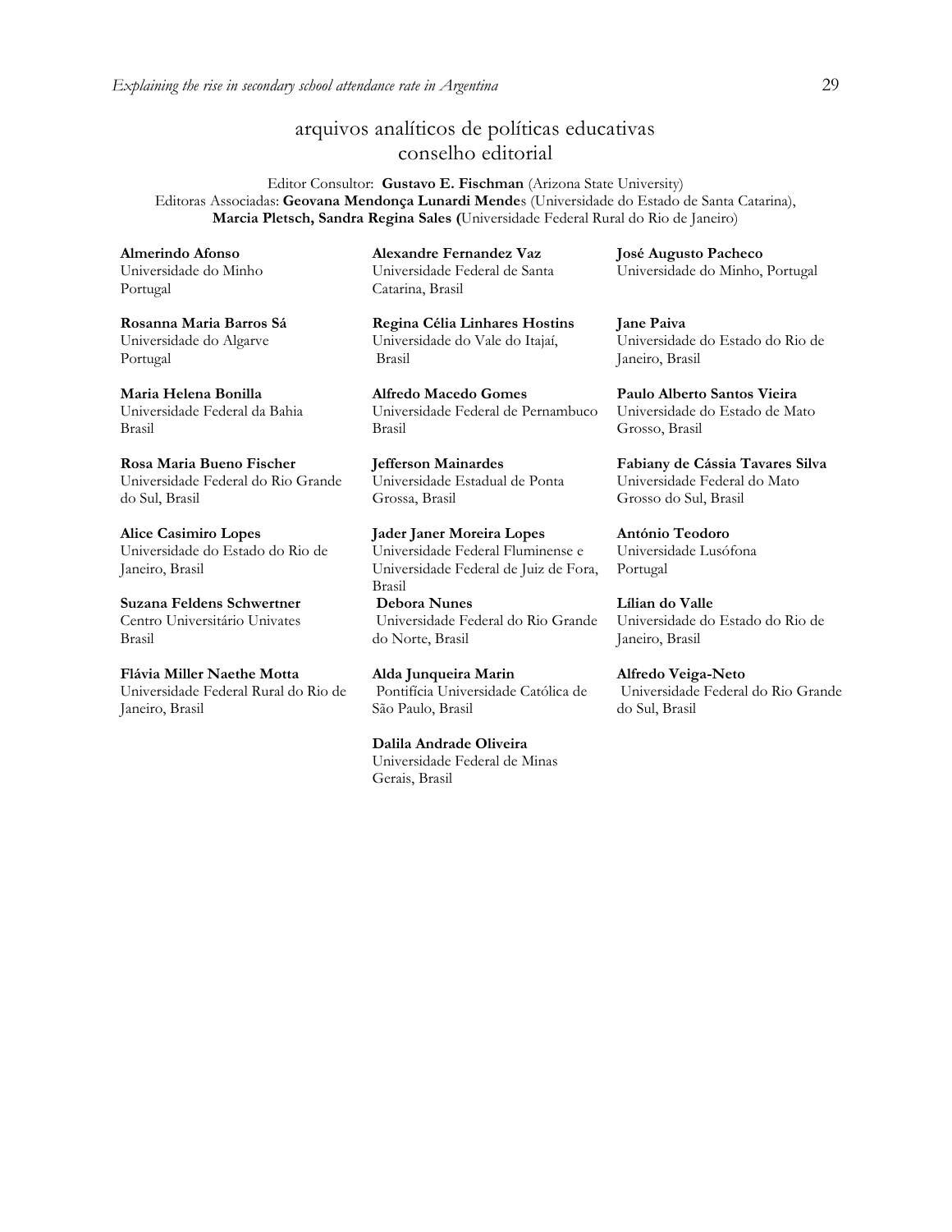## arquivos analíticos de políticas educativas
## conselho editorial

Editor Consultor: **Gustavo E. Fischman** (Arizona State University)
Editoras Associadas: **Geovana Mendonça Lunardi Mende**s (Universidade do Estado de Santa Catarina),
**Marcia Pletsch, Sandra Regina Sales (**Universidade Federal Rural do Rio de Janeiro)

**Almerindo Afonso**
Universidade do Minho
Portugal

**Rosanna Maria Barros Sá**
Universidade do Algarve
Portugal

**Maria Helena Bonilla**
Universidade Federal da Bahia
Brasil

**Rosa Maria Bueno Fischer**
Universidade Federal do Rio Grande do Sul, Brasil

**Alice Casimiro Lopes**
Universidade do Estado do Rio de Janeiro, Brasil

**Suzana Feldens Schwertner**
Centro Universitário Univates
Brasil

**Flávia Miller Naethe Motta**
Universidade Federal Rural do Rio de Janeiro, Brasil

**Alexandre Fernandez Vaz**
Universidade Federal de Santa Catarina, Brasil

**Regina Célia Linhares Hostins**
Universidade do Vale do Itajaí,
Brasil

**Alfredo Macedo Gomes**
Universidade Federal de Pernambuco
Brasil

**Jefferson Mainardes**
Universidade Estadual de Ponta Grossa, Brasil

**Jader Janer Moreira Lopes**
Universidade Federal Fluminense e Universidade Federal de Juiz de Fora, Brasil

**Debora Nunes**
Universidade Federal do Rio Grande do Norte, Brasil

**Alda Junqueira Marin**
Pontifícia Universidade Católica de São Paulo, Brasil

**Dalila Andrade Oliveira**
Universidade Federal de Minas Gerais, Brasil

**José Augusto Pacheco**
Universidade do Minho, Portugal

**Jane Paiva**
Universidade do Estado do Rio de Janeiro, Brasil

**Paulo Alberto Santos Vieira**
Universidade do Estado de Mato Grosso, Brasil

**Fabiany de Cássia Tavares Silva**
Universidade Federal do Mato Grosso do Sul, Brasil

**António Teodoro**
Universidade Lusófona
Portugal

**Lílian do Valle**
Universidade do Estado do Rio de Janeiro, Brasil

**Alfredo Veiga-Neto**
Universidade Federal do Rio Grande do Sul, Brasil